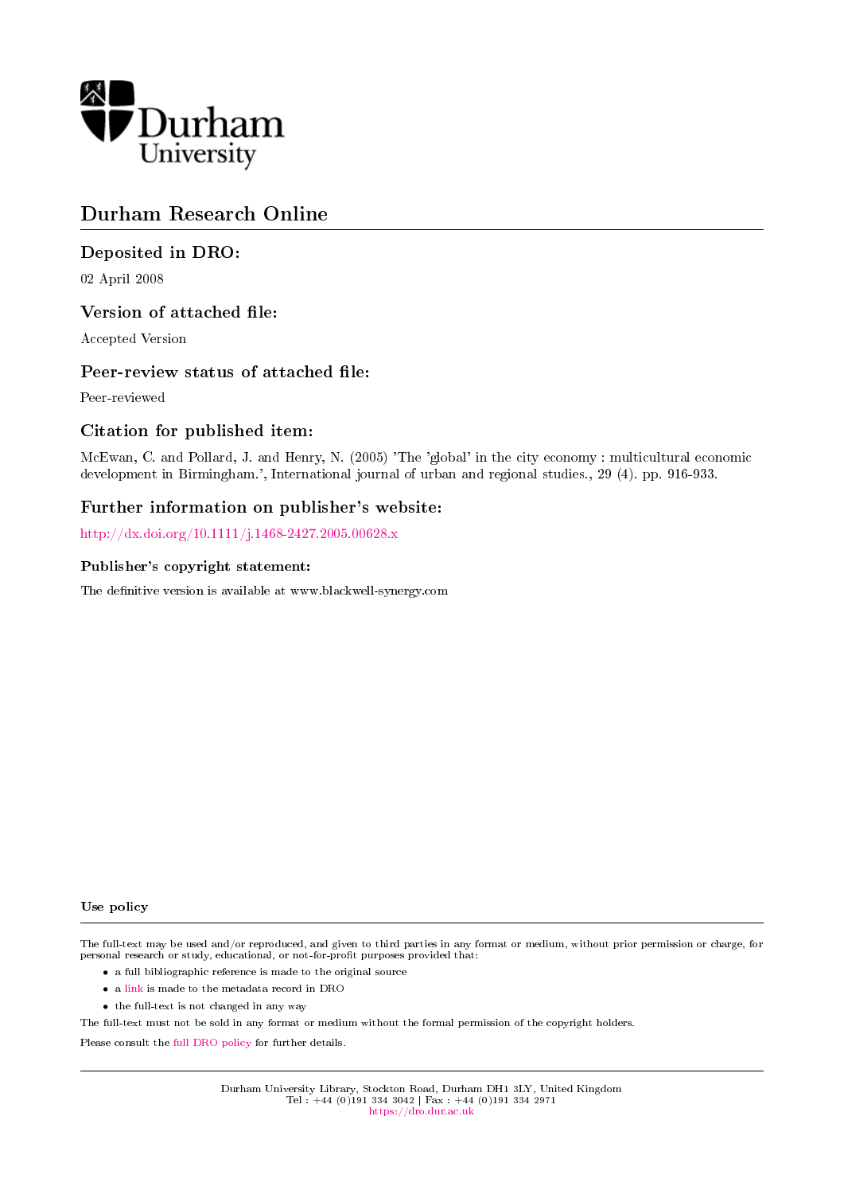Durham University

# Durham Research Online

## Deposited in DRO:

02 April 2008

## Version of attached file:

Accepted Version

## Peer-review status of attached file:

Peer-reviewed

## Citation for published item:

McEwan, C. and Pollard, J. and Henry, N. (2005) 'The 'global' in the city economy : multicultural economic development in Birmingham.', International journal of urban and regional studies., 29 (4). pp. 916-933.

## Further information on publisher's website:

http://dx.doi.org/10.1111/j.1468-2427.2005.00628.x

### Publisher's copyright statement:

The definitive version is available at www.blackwell-synergy.com

### Use policy

The full-text may be used and/or reproduced, and given to third parties in any format or medium, without prior permission or charge, for personal research or study, educational, or not-for-profit purposes provided that:

- a full bibliographic reference is made to the original source
- a link is made to the metadata record in DRO
- the full-text is not changed in any way

The full-text must not be sold in any format or medium without the formal permission of the copyright holders.

Please consult the full DRO policy for further details.

Durham University Library, Stockton Road, Durham DH1 3LY, United Kingdom
Tel : +44 (0)191 334 3042 | Fax : +44 (0)191 334 2971
https://dro.dur.ac.uk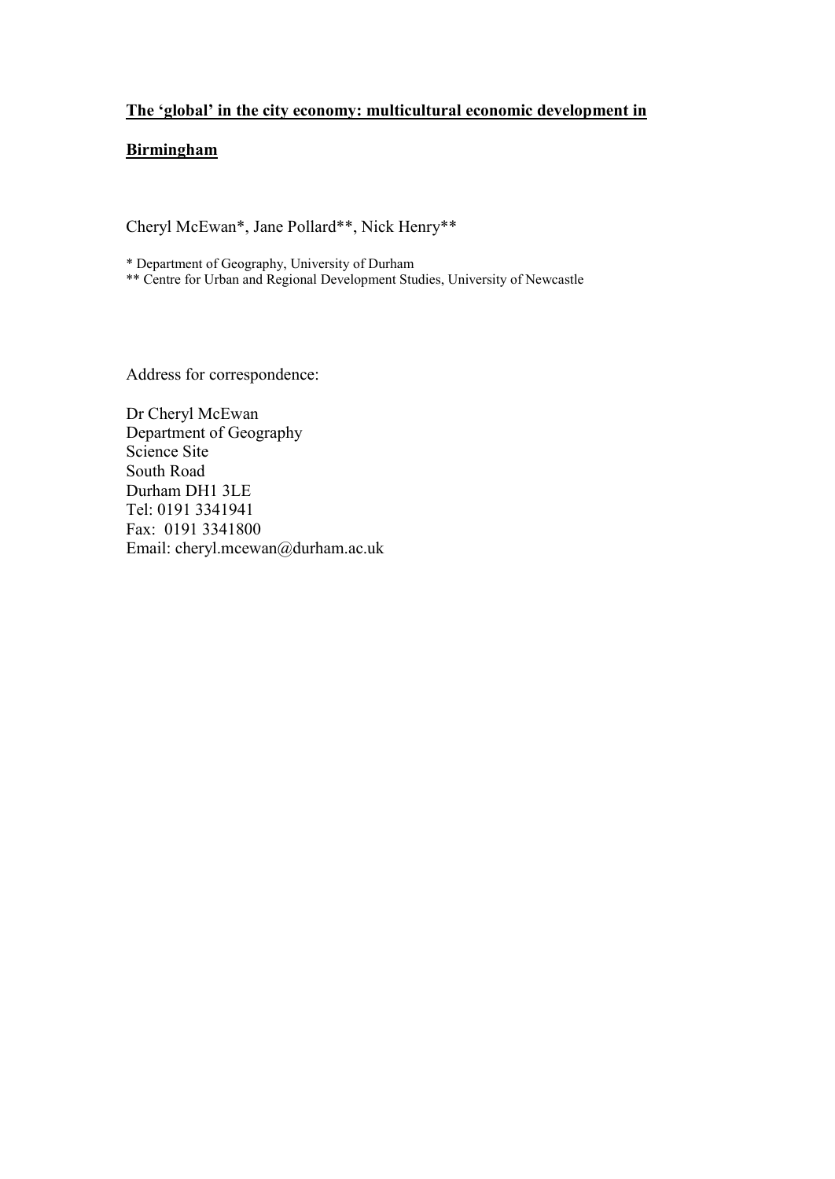# The 'global' in the city economy: multicultural economic development in Birmingham

Cheryl McEwan*, Jane Pollard**, Nick Henry**

* Department of Geography, University of Durham
** Centre for Urban and Regional Development Studies, University of Newcastle

Address for correspondence:

Dr Cheryl McEwan
Department of Geography
Science Site
South Road
Durham DH1 3LE
Tel: 0191 3341941
Fax: 0191 3341800
Email: cheryl.mcewan@durham.ac.uk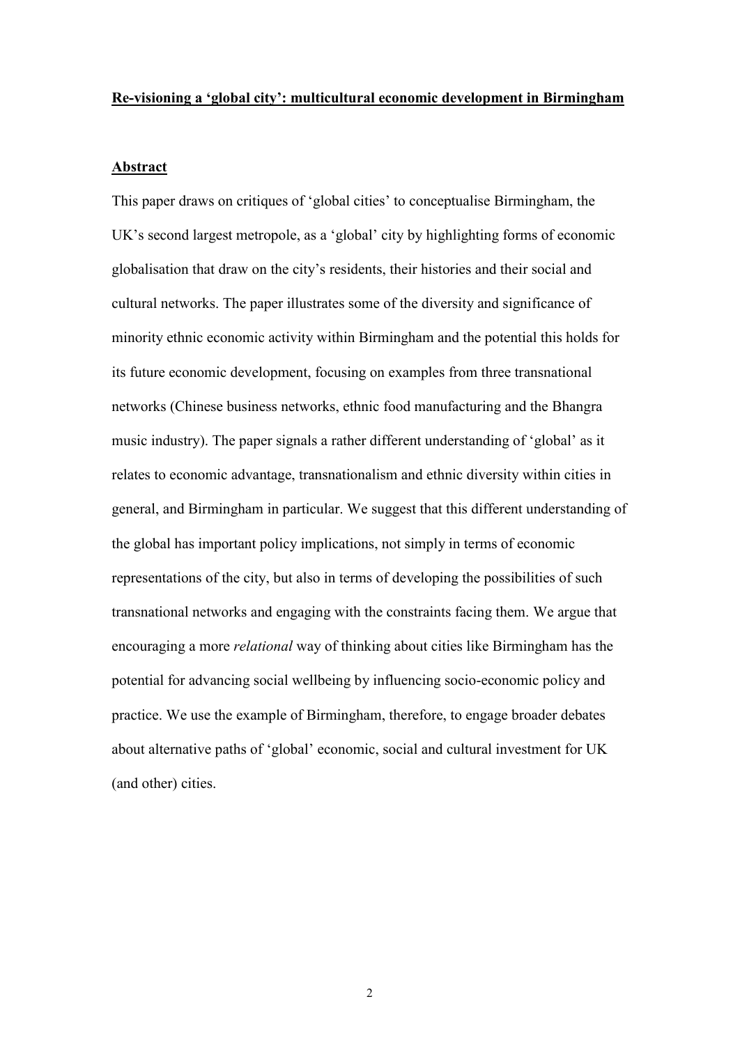**Re-visioning a 'global city': multicultural economic development in Birmingham**

**Abstract**

This paper draws on critiques of 'global cities' to conceptualise Birmingham, the UK's second largest metropole, as a 'global' city by highlighting forms of economic globalisation that draw on the city's residents, their histories and their social and cultural networks. The paper illustrates some of the diversity and significance of minority ethnic economic activity within Birmingham and the potential this holds for its future economic development, focusing on examples from three transnational networks (Chinese business networks, ethnic food manufacturing and the Bhangra music industry). The paper signals a rather different understanding of 'global' as it relates to economic advantage, transnationalism and ethnic diversity within cities in general, and Birmingham in particular. We suggest that this different understanding of the global has important policy implications, not simply in terms of economic representations of the city, but also in terms of developing the possibilities of such transnational networks and engaging with the constraints facing them. We argue that encouraging a more *relational* way of thinking about cities like Birmingham has the potential for advancing social wellbeing by influencing socio-economic policy and practice. We use the example of Birmingham, therefore, to engage broader debates about alternative paths of 'global' economic, social and cultural investment for UK (and other) cities.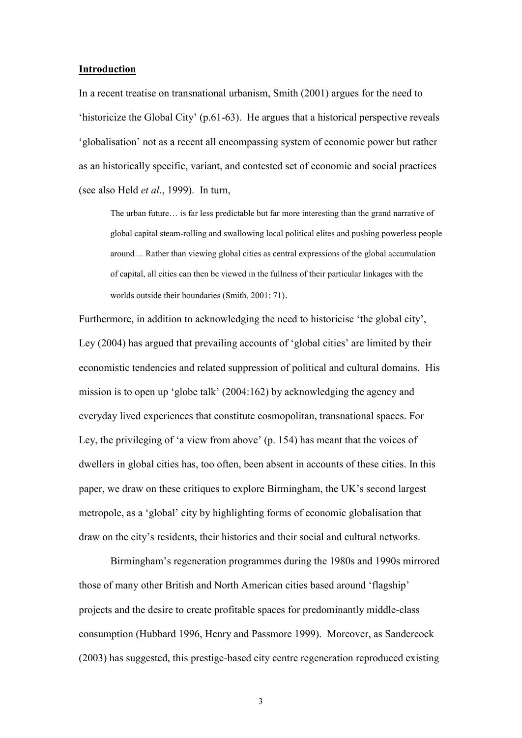## **Introduction**

In a recent treatise on transnational urbanism, Smith (2001) argues for the need to 'historicize the Global City' (p.61-63). He argues that a historical perspective reveals 'globalisation' not as a recent all encompassing system of economic power but rather as an historically specific, variant, and contested set of economic and social practices (see also Held *et al*., 1999). In turn,

> The urban future… is far less predictable but far more interesting than the grand narrative of global capital steam-rolling and swallowing local political elites and pushing powerless people around… Rather than viewing global cities as central expressions of the global accumulation of capital, all cities can then be viewed in the fullness of their particular linkages with the worlds outside their boundaries (Smith, 2001: 71).

Furthermore, in addition to acknowledging the need to historicise 'the global city', Ley (2004) has argued that prevailing accounts of 'global cities' are limited by their economistic tendencies and related suppression of political and cultural domains. His mission is to open up 'globe talk' (2004:162) by acknowledging the agency and everyday lived experiences that constitute cosmopolitan, transnational spaces. For Ley, the privileging of 'a view from above' (p. 154) has meant that the voices of dwellers in global cities has, too often, been absent in accounts of these cities. In this paper, we draw on these critiques to explore Birmingham, the UK's second largest metropole, as a 'global' city by highlighting forms of economic globalisation that draw on the city's residents, their histories and their social and cultural networks.

Birmingham's regeneration programmes during the 1980s and 1990s mirrored those of many other British and North American cities based around 'flagship' projects and the desire to create profitable spaces for predominantly middle-class consumption (Hubbard 1996, Henry and Passmore 1999). Moreover, as Sandercock (2003) has suggested, this prestige-based city centre regeneration reproduced existing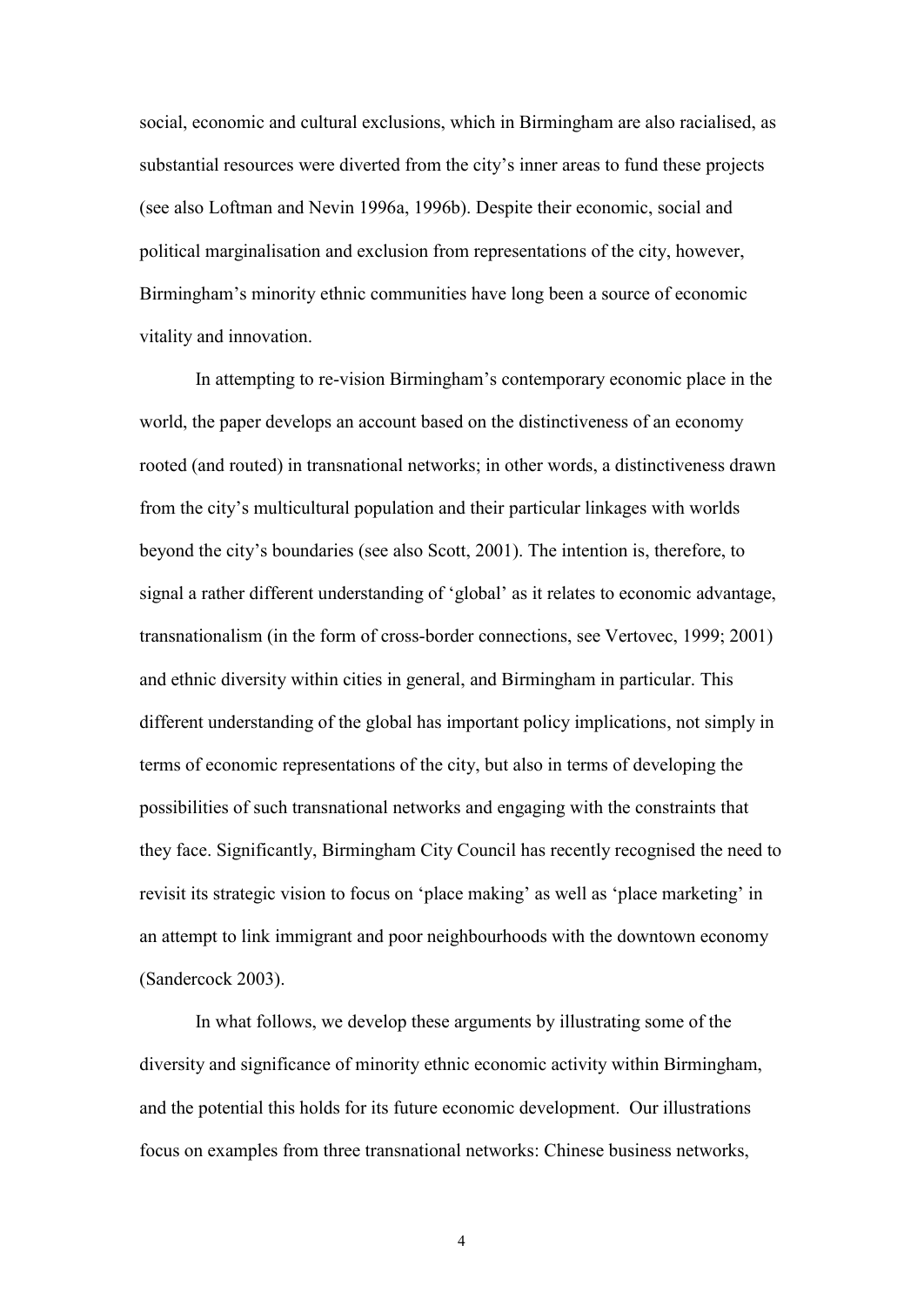social, economic and cultural exclusions, which in Birmingham are also racialised, as substantial resources were diverted from the city's inner areas to fund these projects (see also Loftman and Nevin 1996a, 1996b). Despite their economic, social and political marginalisation and exclusion from representations of the city, however, Birmingham's minority ethnic communities have long been a source of economic vitality and innovation.

In attempting to re-vision Birmingham's contemporary economic place in the world, the paper develops an account based on the distinctiveness of an economy rooted (and routed) in transnational networks; in other words, a distinctiveness drawn from the city's multicultural population and their particular linkages with worlds beyond the city's boundaries (see also Scott, 2001). The intention is, therefore, to signal a rather different understanding of 'global' as it relates to economic advantage, transnationalism (in the form of cross-border connections, see Vertovec, 1999; 2001) and ethnic diversity within cities in general, and Birmingham in particular. This different understanding of the global has important policy implications, not simply in terms of economic representations of the city, but also in terms of developing the possibilities of such transnational networks and engaging with the constraints that they face. Significantly, Birmingham City Council has recently recognised the need to revisit its strategic vision to focus on 'place making' as well as 'place marketing' in an attempt to link immigrant and poor neighbourhoods with the downtown economy (Sandercock 2003).

In what follows, we develop these arguments by illustrating some of the diversity and significance of minority ethnic economic activity within Birmingham, and the potential this holds for its future economic development. Our illustrations focus on examples from three transnational networks: Chinese business networks,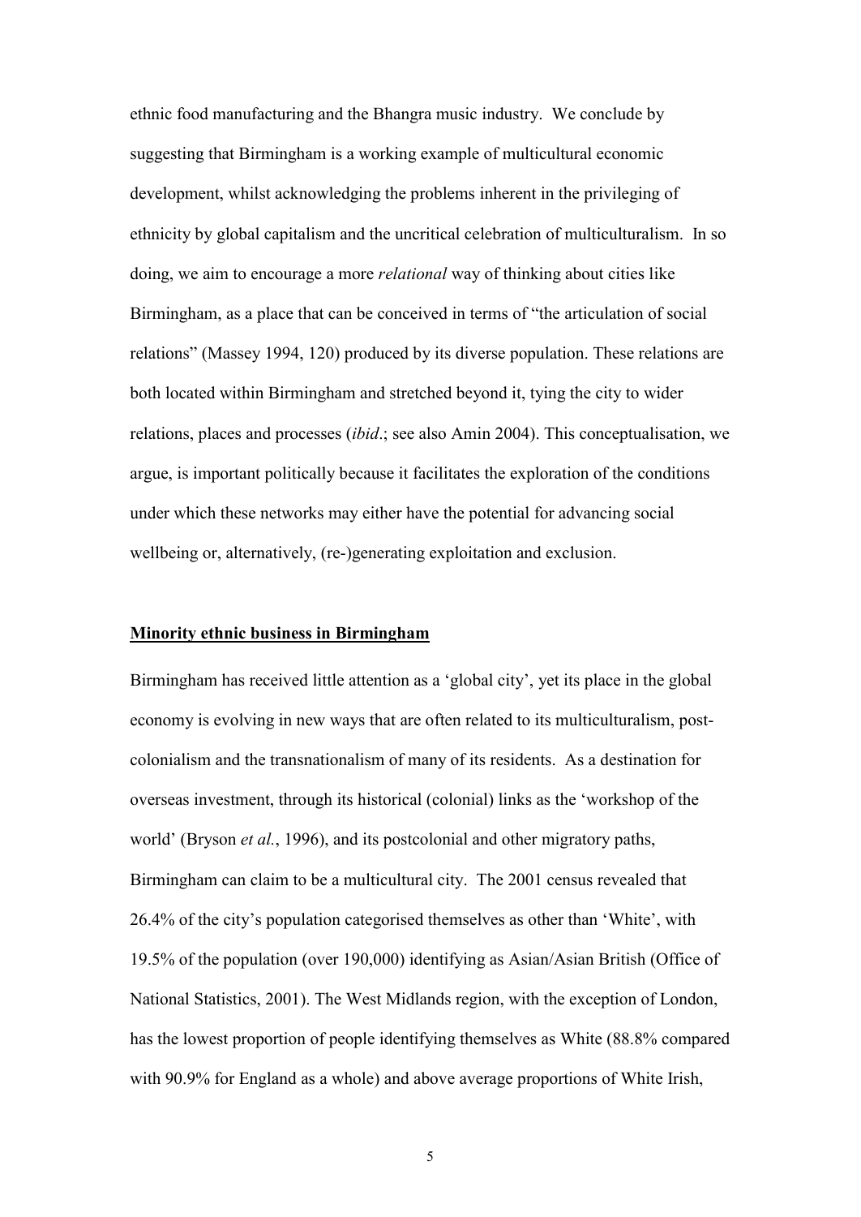ethnic food manufacturing and the Bhangra music industry. We conclude by suggesting that Birmingham is a working example of multicultural economic development, whilst acknowledging the problems inherent in the privileging of ethnicity by global capitalism and the uncritical celebration of multiculturalism. In so doing, we aim to encourage a more *relational* way of thinking about cities like Birmingham, as a place that can be conceived in terms of "the articulation of social relations" (Massey 1994, 120) produced by its diverse population. These relations are both located within Birmingham and stretched beyond it, tying the city to wider relations, places and processes (*ibid*.; see also Amin 2004). This conceptualisation, we argue, is important politically because it facilitates the exploration of the conditions under which these networks may either have the potential for advancing social wellbeing or, alternatively, (re-)generating exploitation and exclusion.

## Minority ethnic business in Birmingham

Birmingham has received little attention as a 'global city', yet its place in the global economy is evolving in new ways that are often related to its multiculturalism, post-colonialism and the transnationalism of many of its residents. As a destination for overseas investment, through its historical (colonial) links as the 'workshop of the world' (Bryson *et al.*, 1996), and its postcolonial and other migratory paths, Birmingham can claim to be a multicultural city. The 2001 census revealed that 26.4% of the city's population categorised themselves as other than 'White', with 19.5% of the population (over 190,000) identifying as Asian/Asian British (Office of National Statistics, 2001). The West Midlands region, with the exception of London, has the lowest proportion of people identifying themselves as White (88.8% compared with 90.9% for England as a whole) and above average proportions of White Irish,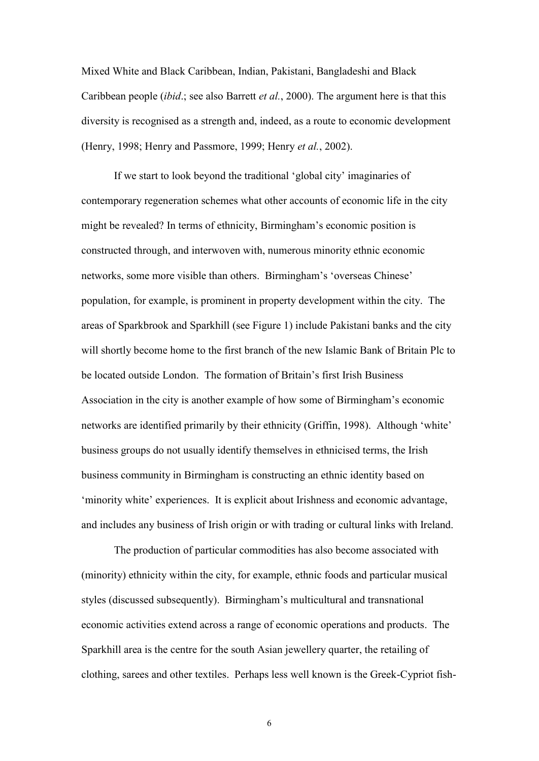Mixed White and Black Caribbean, Indian, Pakistani, Bangladeshi and Black Caribbean people (*ibid*.; see also Barrett *et al.*, 2000). The argument here is that this diversity is recognised as a strength and, indeed, as a route to economic development (Henry, 1998; Henry and Passmore, 1999; Henry *et al.*, 2002).

If we start to look beyond the traditional 'global city' imaginaries of contemporary regeneration schemes what other accounts of economic life in the city might be revealed? In terms of ethnicity, Birmingham's economic position is constructed through, and interwoven with, numerous minority ethnic economic networks, some more visible than others. Birmingham's 'overseas Chinese' population, for example, is prominent in property development within the city. The areas of Sparkbrook and Sparkhill (see Figure 1) include Pakistani banks and the city will shortly become home to the first branch of the new Islamic Bank of Britain Plc to be located outside London. The formation of Britain's first Irish Business Association in the city is another example of how some of Birmingham's economic networks are identified primarily by their ethnicity (Griffin, 1998). Although 'white' business groups do not usually identify themselves in ethnicised terms, the Irish business community in Birmingham is constructing an ethnic identity based on 'minority white' experiences. It is explicit about Irishness and economic advantage, and includes any business of Irish origin or with trading or cultural links with Ireland.

The production of particular commodities has also become associated with (minority) ethnicity within the city, for example, ethnic foods and particular musical styles (discussed subsequently). Birmingham's multicultural and transnational economic activities extend across a range of economic operations and products. The Sparkhill area is the centre for the south Asian jewellery quarter, the retailing of clothing, sarees and other textiles. Perhaps less well known is the Greek-Cypriot fish-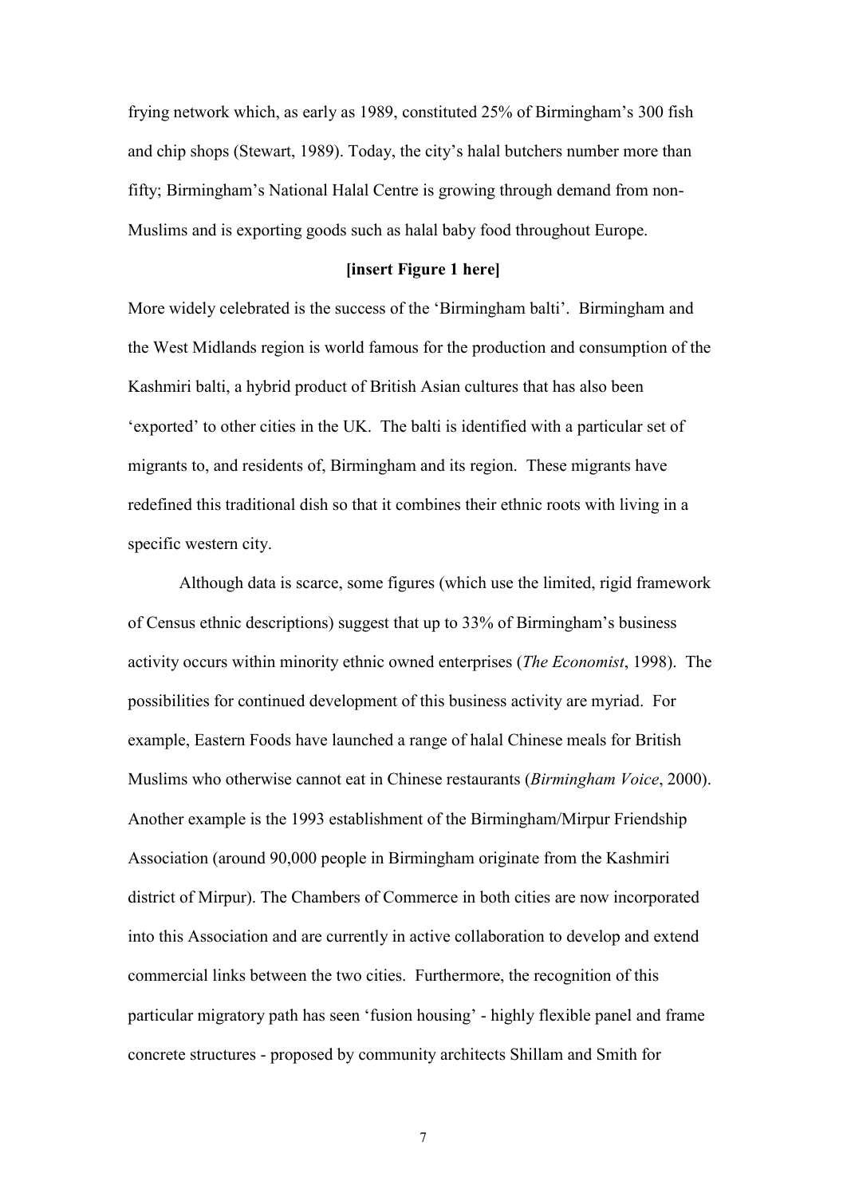frying network which, as early as 1989, constituted 25% of Birmingham's 300 fish and chip shops (Stewart, 1989). Today, the city's halal butchers number more than fifty; Birmingham's National Halal Centre is growing through demand from non-Muslims and is exporting goods such as halal baby food throughout Europe.

**[insert Figure 1 here]**

More widely celebrated is the success of the 'Birmingham balti'. Birmingham and the West Midlands region is world famous for the production and consumption of the Kashmiri balti, a hybrid product of British Asian cultures that has also been 'exported' to other cities in the UK. The balti is identified with a particular set of migrants to, and residents of, Birmingham and its region. These migrants have redefined this traditional dish so that it combines their ethnic roots with living in a specific western city.

Although data is scarce, some figures (which use the limited, rigid framework of Census ethnic descriptions) suggest that up to 33% of Birmingham's business activity occurs within minority ethnic owned enterprises (*The Economist*, 1998). The possibilities for continued development of this business activity are myriad. For example, Eastern Foods have launched a range of halal Chinese meals for British Muslims who otherwise cannot eat in Chinese restaurants (*Birmingham Voice*, 2000). Another example is the 1993 establishment of the Birmingham/Mirpur Friendship Association (around 90,000 people in Birmingham originate from the Kashmiri district of Mirpur). The Chambers of Commerce in both cities are now incorporated into this Association and are currently in active collaboration to develop and extend commercial links between the two cities. Furthermore, the recognition of this particular migratory path has seen 'fusion housing' - highly flexible panel and frame concrete structures - proposed by community architects Shillam and Smith for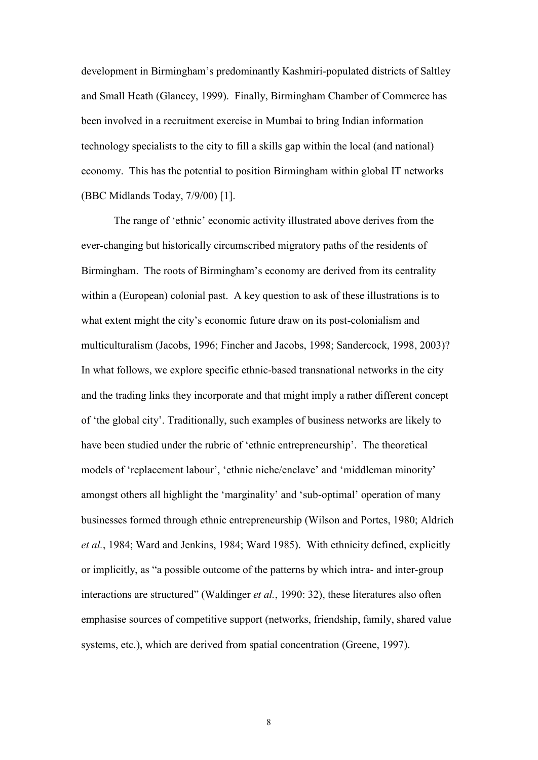development in Birmingham's predominantly Kashmiri-populated districts of Saltley and Small Heath (Glancey, 1999). Finally, Birmingham Chamber of Commerce has been involved in a recruitment exercise in Mumbai to bring Indian information technology specialists to the city to fill a skills gap within the local (and national) economy. This has the potential to position Birmingham within global IT networks (BBC Midlands Today, 7/9/00) [1].

The range of 'ethnic' economic activity illustrated above derives from the ever-changing but historically circumscribed migratory paths of the residents of Birmingham. The roots of Birmingham's economy are derived from its centrality within a (European) colonial past. A key question to ask of these illustrations is to what extent might the city's economic future draw on its post-colonialism and multiculturalism (Jacobs, 1996; Fincher and Jacobs, 1998; Sandercock, 1998, 2003)? In what follows, we explore specific ethnic-based transnational networks in the city and the trading links they incorporate and that might imply a rather different concept of 'the global city'. Traditionally, such examples of business networks are likely to have been studied under the rubric of 'ethnic entrepreneurship'. The theoretical models of 'replacement labour', 'ethnic niche/enclave' and 'middleman minority' amongst others all highlight the 'marginality' and 'sub-optimal' operation of many businesses formed through ethnic entrepreneurship (Wilson and Portes, 1980; Aldrich *et al.*, 1984; Ward and Jenkins, 1984; Ward 1985). With ethnicity defined, explicitly or implicitly, as "a possible outcome of the patterns by which intra- and inter-group interactions are structured" (Waldinger *et al.*, 1990: 32), these literatures also often emphasise sources of competitive support (networks, friendship, family, shared value systems, etc.), which are derived from spatial concentration (Greene, 1997).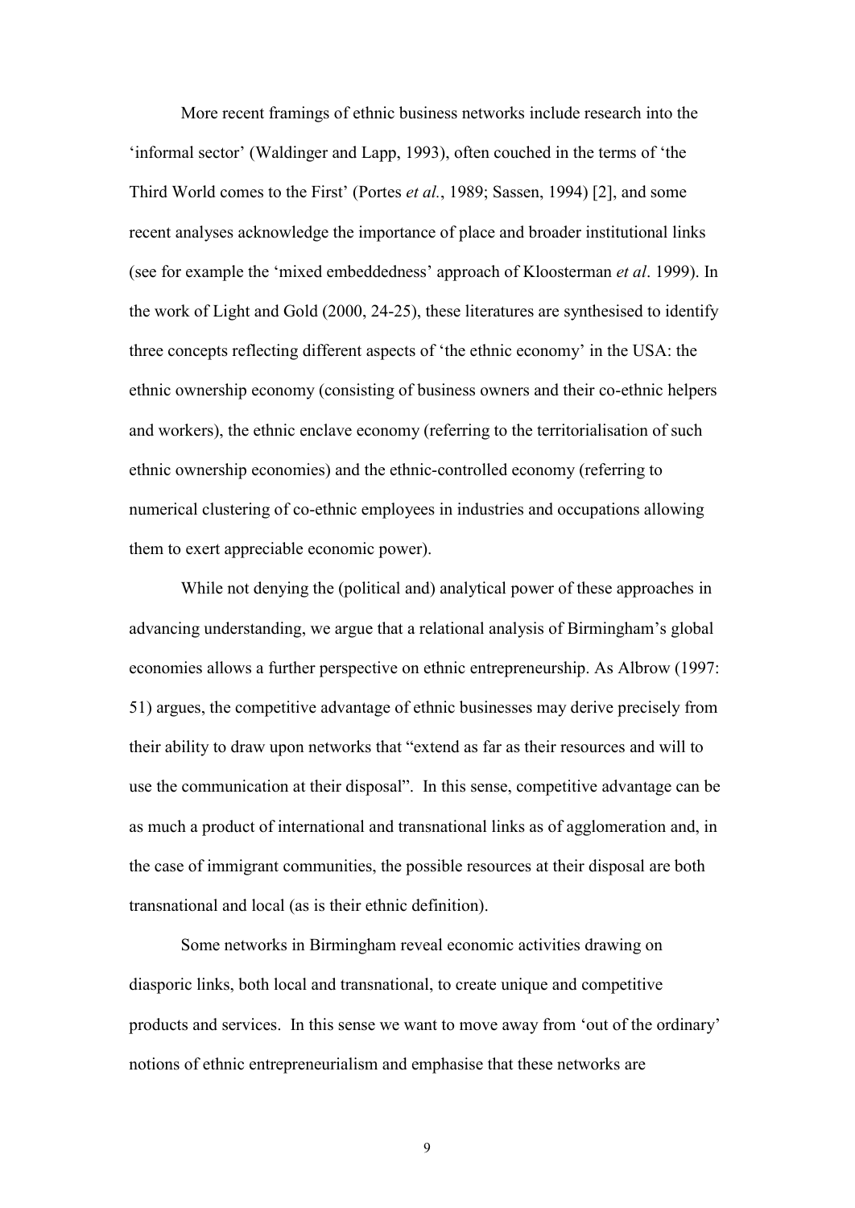More recent framings of ethnic business networks include research into the 'informal sector' (Waldinger and Lapp, 1993), often couched in the terms of 'the Third World comes to the First' (Portes *et al.*, 1989; Sassen, 1994) [2], and some recent analyses acknowledge the importance of place and broader institutional links (see for example the 'mixed embeddedness' approach of Kloosterman *et al*. 1999). In the work of Light and Gold (2000, 24-25), these literatures are synthesised to identify three concepts reflecting different aspects of 'the ethnic economy' in the USA: the ethnic ownership economy (consisting of business owners and their co-ethnic helpers and workers), the ethnic enclave economy (referring to the territorialisation of such ethnic ownership economies) and the ethnic-controlled economy (referring to numerical clustering of co-ethnic employees in industries and occupations allowing them to exert appreciable economic power).

While not denying the (political and) analytical power of these approaches in advancing understanding, we argue that a relational analysis of Birmingham's global economies allows a further perspective on ethnic entrepreneurship. As Albrow (1997: 51) argues, the competitive advantage of ethnic businesses may derive precisely from their ability to draw upon networks that "extend as far as their resources and will to use the communication at their disposal". In this sense, competitive advantage can be as much a product of international and transnational links as of agglomeration and, in the case of immigrant communities, the possible resources at their disposal are both transnational and local (as is their ethnic definition).

Some networks in Birmingham reveal economic activities drawing on diasporic links, both local and transnational, to create unique and competitive products and services. In this sense we want to move away from 'out of the ordinary' notions of ethnic entrepreneurialism and emphasise that these networks are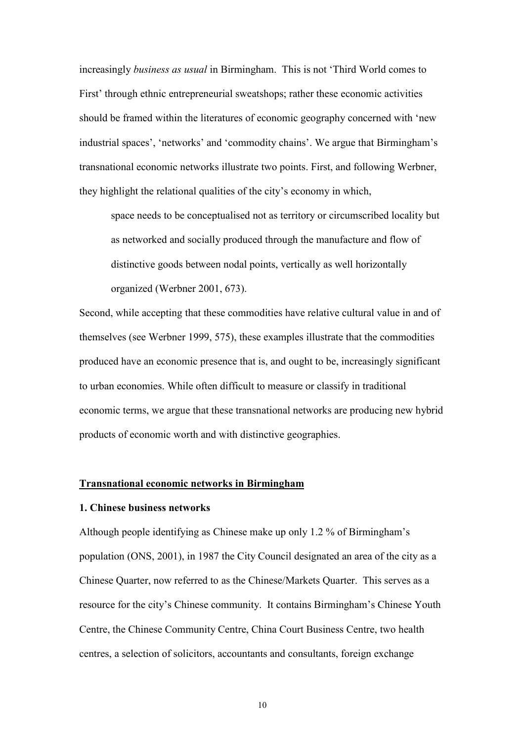increasingly *business as usual* in Birmingham. This is not 'Third World comes to First' through ethnic entrepreneurial sweatshops; rather these economic activities should be framed within the literatures of economic geography concerned with 'new industrial spaces', 'networks' and 'commodity chains'. We argue that Birmingham's transnational economic networks illustrate two points. First, and following Werbner, they highlight the relational qualities of the city's economy in which,

> space needs to be conceptualised not as territory or circumscribed locality but as networked and socially produced through the manufacture and flow of distinctive goods between nodal points, vertically as well horizontally organized (Werbner 2001, 673).

Second, while accepting that these commodities have relative cultural value in and of themselves (see Werbner 1999, 575), these examples illustrate that the commodities produced have an economic presence that is, and ought to be, increasingly significant to urban economies. While often difficult to measure or classify in traditional economic terms, we argue that these transnational networks are producing new hybrid products of economic worth and with distinctive geographies.

## Transnational economic networks in Birmingham

### 1. Chinese business networks

Although people identifying as Chinese make up only 1.2 % of Birmingham's population (ONS, 2001), in 1987 the City Council designated an area of the city as a Chinese Quarter, now referred to as the Chinese/Markets Quarter. This serves as a resource for the city's Chinese community. It contains Birmingham's Chinese Youth Centre, the Chinese Community Centre, China Court Business Centre, two health centres, a selection of solicitors, accountants and consultants, foreign exchange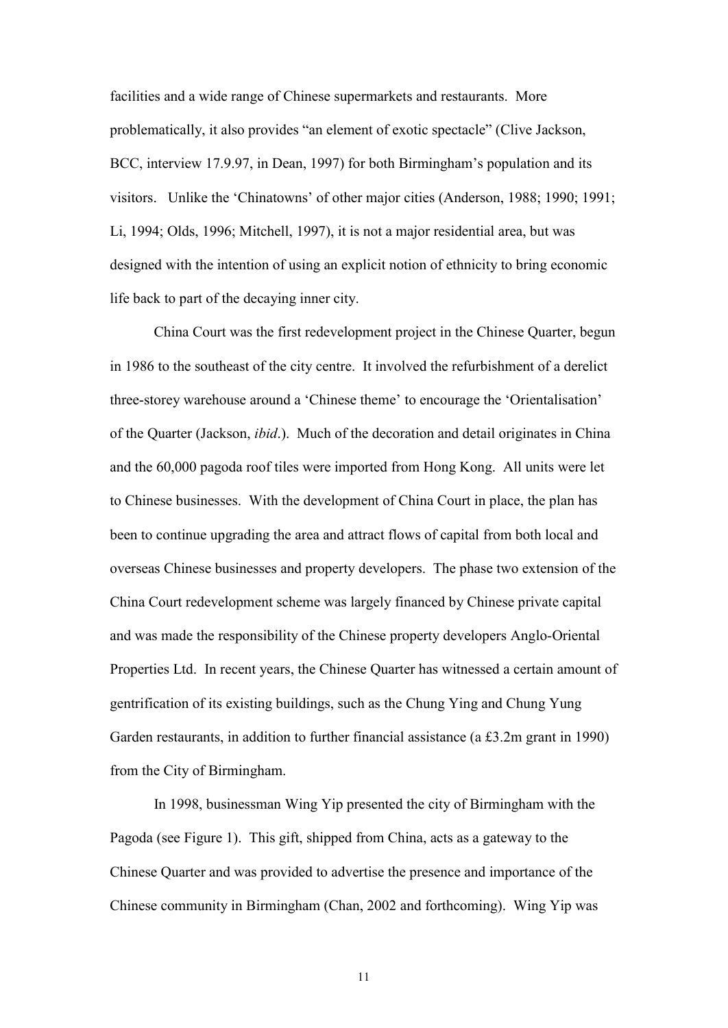facilities and a wide range of Chinese supermarkets and restaurants. More problematically, it also provides "an element of exotic spectacle" (Clive Jackson, BCC, interview 17.9.97, in Dean, 1997) for both Birmingham's population and its visitors. Unlike the 'Chinatowns' of other major cities (Anderson, 1988; 1990; 1991; Li, 1994; Olds, 1996; Mitchell, 1997), it is not a major residential area, but was designed with the intention of using an explicit notion of ethnicity to bring economic life back to part of the decaying inner city.

China Court was the first redevelopment project in the Chinese Quarter, begun in 1986 to the southeast of the city centre. It involved the refurbishment of a derelict three-storey warehouse around a 'Chinese theme' to encourage the 'Orientalisation' of the Quarter (Jackson, *ibid*.). Much of the decoration and detail originates in China and the 60,000 pagoda roof tiles were imported from Hong Kong. All units were let to Chinese businesses. With the development of China Court in place, the plan has been to continue upgrading the area and attract flows of capital from both local and overseas Chinese businesses and property developers. The phase two extension of the China Court redevelopment scheme was largely financed by Chinese private capital and was made the responsibility of the Chinese property developers Anglo-Oriental Properties Ltd. In recent years, the Chinese Quarter has witnessed a certain amount of gentrification of its existing buildings, such as the Chung Ying and Chung Yung Garden restaurants, in addition to further financial assistance (a £3.2m grant in 1990) from the City of Birmingham.

In 1998, businessman Wing Yip presented the city of Birmingham with the Pagoda (see Figure 1). This gift, shipped from China, acts as a gateway to the Chinese Quarter and was provided to advertise the presence and importance of the Chinese community in Birmingham (Chan, 2002 and forthcoming). Wing Yip was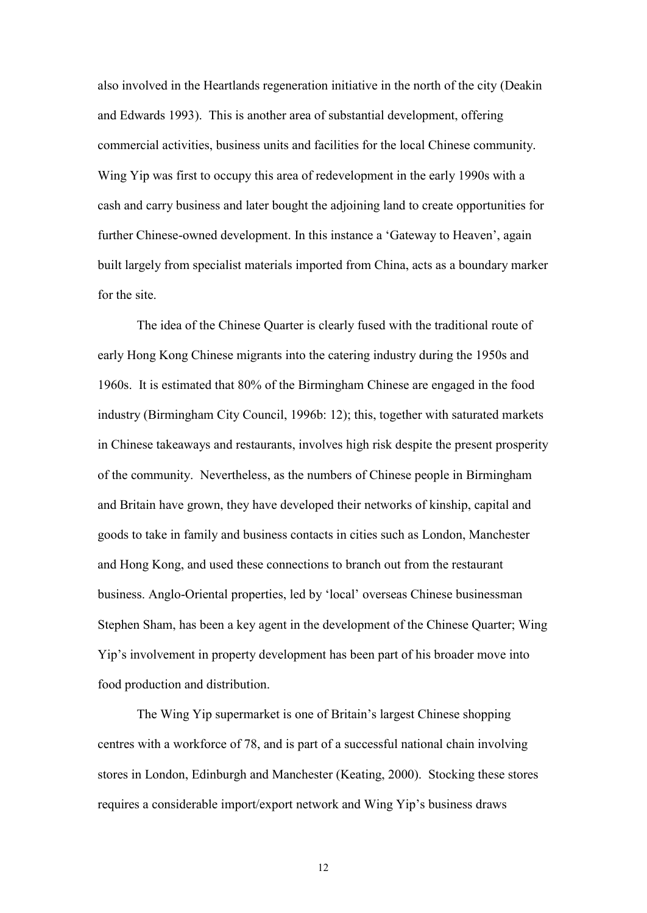also involved in the Heartlands regeneration initiative in the north of the city (Deakin and Edwards 1993). This is another area of substantial development, offering commercial activities, business units and facilities for the local Chinese community. Wing Yip was first to occupy this area of redevelopment in the early 1990s with a cash and carry business and later bought the adjoining land to create opportunities for further Chinese-owned development. In this instance a 'Gateway to Heaven', again built largely from specialist materials imported from China, acts as a boundary marker for the site.

The idea of the Chinese Quarter is clearly fused with the traditional route of early Hong Kong Chinese migrants into the catering industry during the 1950s and 1960s. It is estimated that 80% of the Birmingham Chinese are engaged in the food industry (Birmingham City Council, 1996b: 12); this, together with saturated markets in Chinese takeaways and restaurants, involves high risk despite the present prosperity of the community. Nevertheless, as the numbers of Chinese people in Birmingham and Britain have grown, they have developed their networks of kinship, capital and goods to take in family and business contacts in cities such as London, Manchester and Hong Kong, and used these connections to branch out from the restaurant business. Anglo-Oriental properties, led by 'local' overseas Chinese businessman Stephen Sham, has been a key agent in the development of the Chinese Quarter; Wing Yip's involvement in property development has been part of his broader move into food production and distribution.

The Wing Yip supermarket is one of Britain's largest Chinese shopping centres with a workforce of 78, and is part of a successful national chain involving stores in London, Edinburgh and Manchester (Keating, 2000). Stocking these stores requires a considerable import/export network and Wing Yip's business draws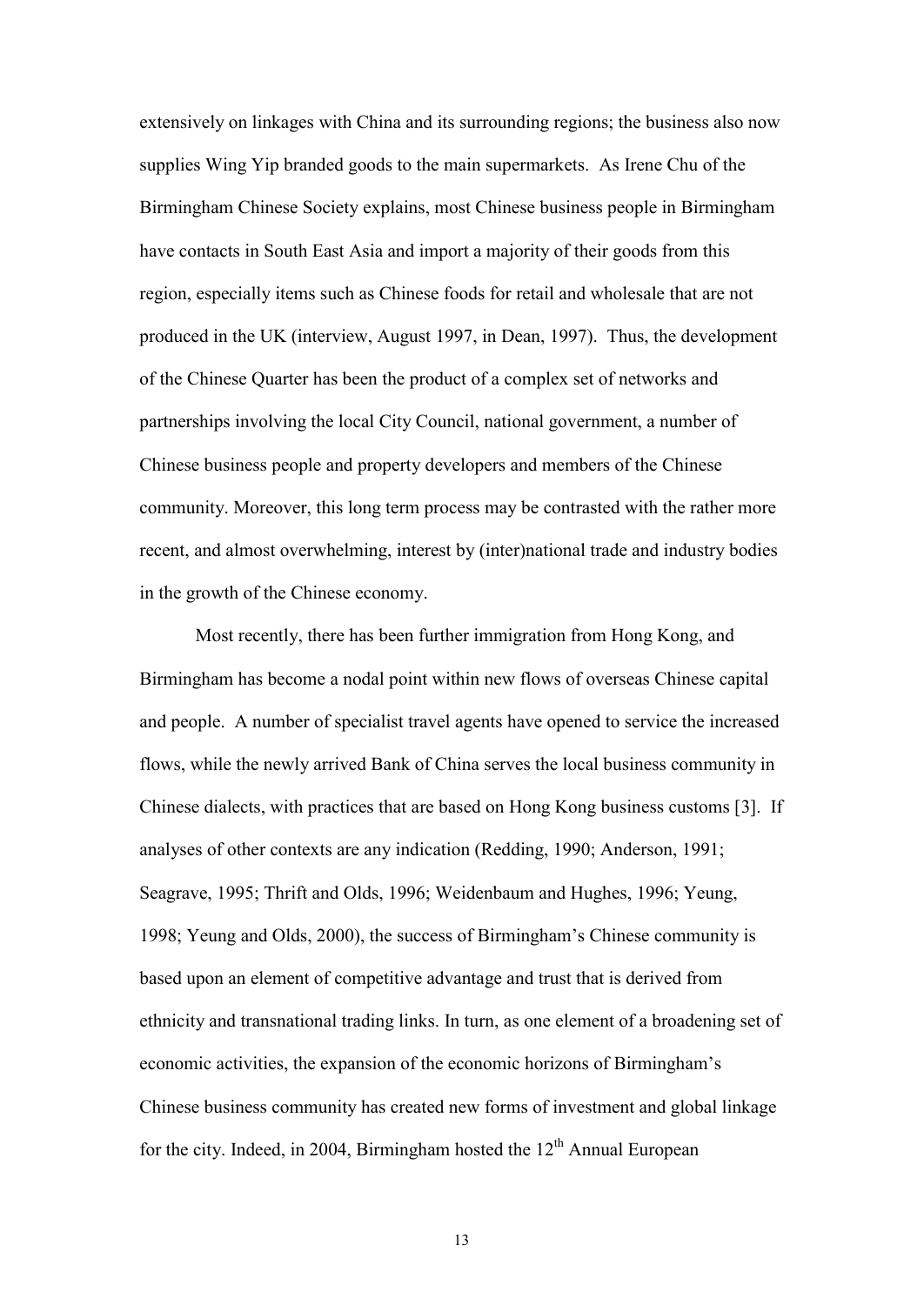extensively on linkages with China and its surrounding regions; the business also now supplies Wing Yip branded goods to the main supermarkets. As Irene Chu of the Birmingham Chinese Society explains, most Chinese business people in Birmingham have contacts in South East Asia and import a majority of their goods from this region, especially items such as Chinese foods for retail and wholesale that are not produced in the UK (interview, August 1997, in Dean, 1997). Thus, the development of the Chinese Quarter has been the product of a complex set of networks and partnerships involving the local City Council, national government, a number of Chinese business people and property developers and members of the Chinese community. Moreover, this long term process may be contrasted with the rather more recent, and almost overwhelming, interest by (inter)national trade and industry bodies in the growth of the Chinese economy.

Most recently, there has been further immigration from Hong Kong, and Birmingham has become a nodal point within new flows of overseas Chinese capital and people. A number of specialist travel agents have opened to service the increased flows, while the newly arrived Bank of China serves the local business community in Chinese dialects, with practices that are based on Hong Kong business customs [3]. If analyses of other contexts are any indication (Redding, 1990; Anderson, 1991; Seagrave, 1995; Thrift and Olds, 1996; Weidenbaum and Hughes, 1996; Yeung, 1998; Yeung and Olds, 2000), the success of Birmingham's Chinese community is based upon an element of competitive advantage and trust that is derived from ethnicity and transnational trading links. In turn, as one element of a broadening set of economic activities, the expansion of the economic horizons of Birmingham's Chinese business community has created new forms of investment and global linkage for the city. Indeed, in 2004, Birmingham hosted the 12th Annual European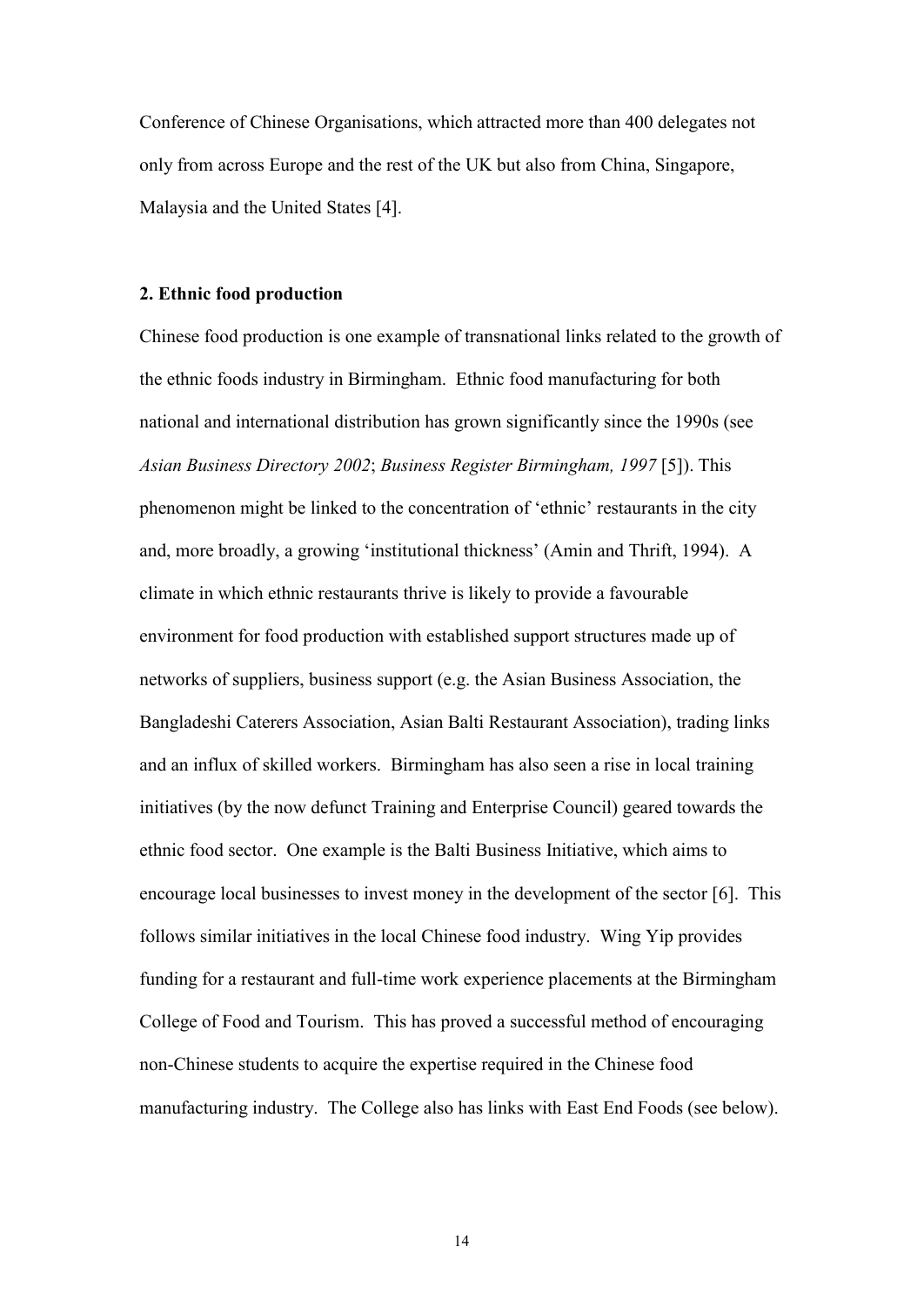Conference of Chinese Organisations, which attracted more than 400 delegates not only from across Europe and the rest of the UK but also from China, Singapore, Malaysia and the United States [4].

**2. Ethnic food production**

Chinese food production is one example of transnational links related to the growth of the ethnic foods industry in Birmingham. Ethnic food manufacturing for both national and international distribution has grown significantly since the 1990s (see *Asian Business Directory 2002*; *Business Register Birmingham, 1997* [5]). This phenomenon might be linked to the concentration of 'ethnic' restaurants in the city and, more broadly, a growing 'institutional thickness' (Amin and Thrift, 1994). A climate in which ethnic restaurants thrive is likely to provide a favourable environment for food production with established support structures made up of networks of suppliers, business support (e.g. the Asian Business Association, the Bangladeshi Caterers Association, Asian Balti Restaurant Association), trading links and an influx of skilled workers. Birmingham has also seen a rise in local training initiatives (by the now defunct Training and Enterprise Council) geared towards the ethnic food sector. One example is the Balti Business Initiative, which aims to encourage local businesses to invest money in the development of the sector [6]. This follows similar initiatives in the local Chinese food industry. Wing Yip provides funding for a restaurant and full-time work experience placements at the Birmingham College of Food and Tourism. This has proved a successful method of encouraging non-Chinese students to acquire the expertise required in the Chinese food manufacturing industry. The College also has links with East End Foods (see below).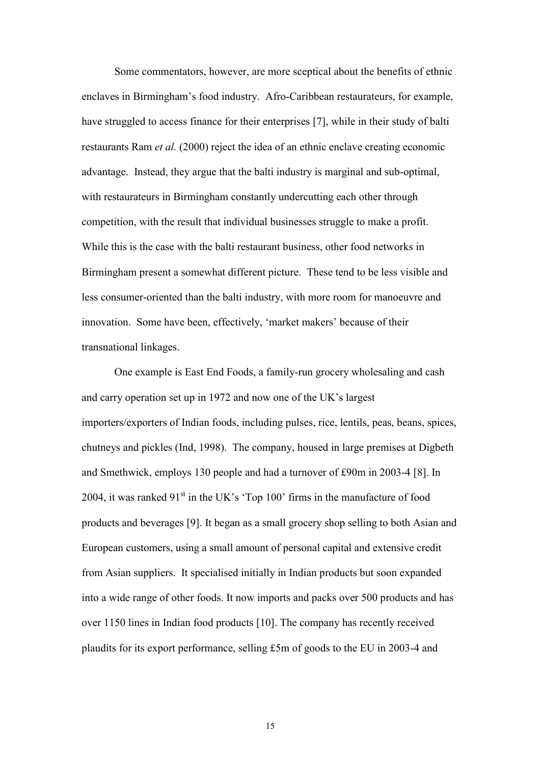Some commentators, however, are more sceptical about the benefits of ethnic enclaves in Birmingham's food industry. Afro-Caribbean restaurateurs, for example, have struggled to access finance for their enterprises [7], while in their study of balti restaurants Ram *et al.* (2000) reject the idea of an ethnic enclave creating economic advantage. Instead, they argue that the balti industry is marginal and sub-optimal, with restaurateurs in Birmingham constantly undercutting each other through competition, with the result that individual businesses struggle to make a profit. While this is the case with the balti restaurant business, other food networks in Birmingham present a somewhat different picture. These tend to be less visible and less consumer-oriented than the balti industry, with more room for manoeuvre and innovation. Some have been, effectively, 'market makers' because of their transnational linkages.

One example is East End Foods, a family-run grocery wholesaling and cash and carry operation set up in 1972 and now one of the UK's largest importers/exporters of Indian foods, including pulses, rice, lentils, peas, beans, spices, chutneys and pickles (Ind, 1998). The company, housed in large premises at Digbeth and Smethwick, employs 130 people and had a turnover of £90m in 2003-4 [8]. In 2004, it was ranked 91st in the UK's 'Top 100' firms in the manufacture of food products and beverages [9]. It began as a small grocery shop selling to both Asian and European customers, using a small amount of personal capital and extensive credit from Asian suppliers. It specialised initially in Indian products but soon expanded into a wide range of other foods. It now imports and packs over 500 products and has over 1150 lines in Indian food products [10]. The company has recently received plaudits for its export performance, selling £5m of goods to the EU in 2003-4 and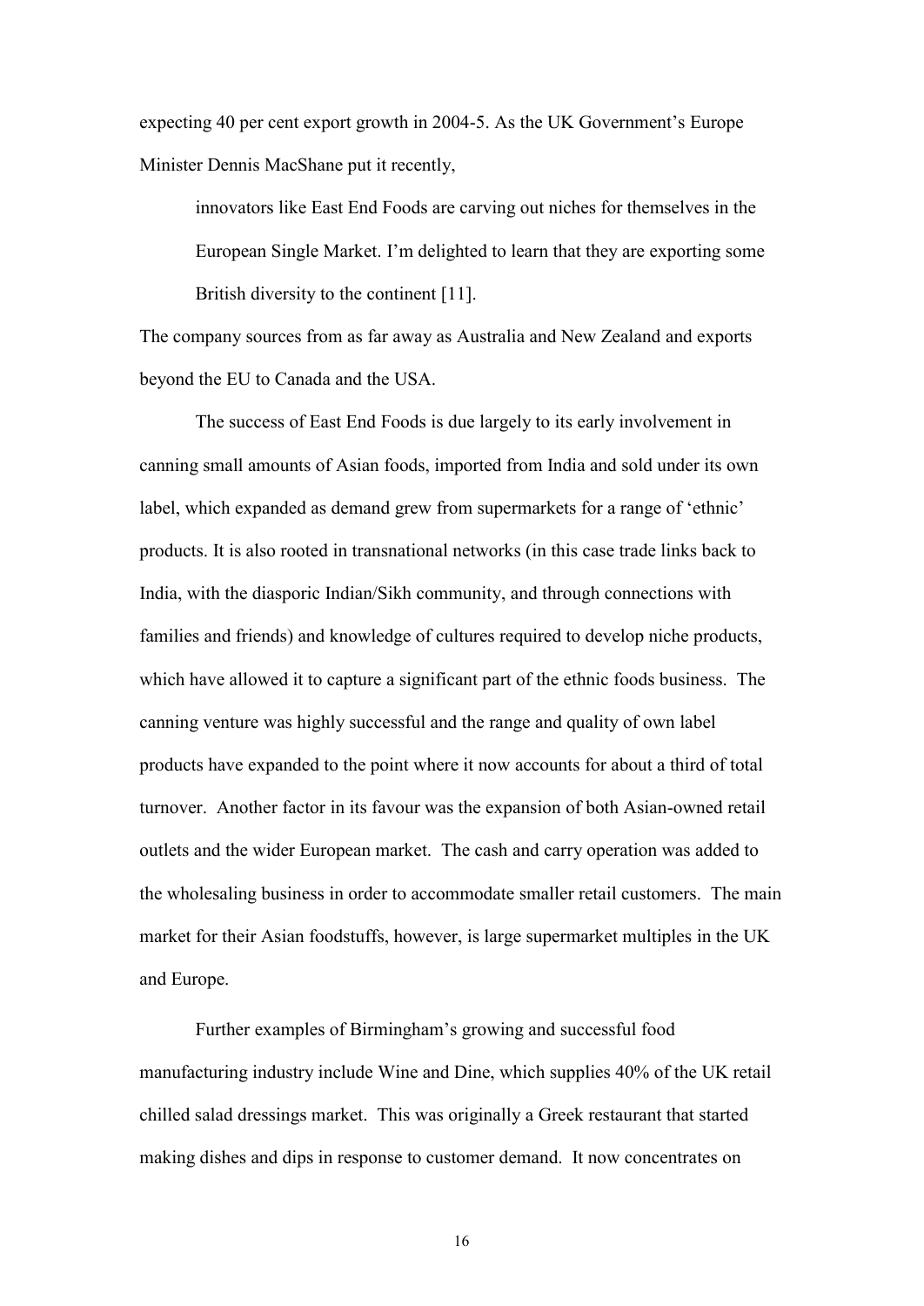expecting 40 per cent export growth in 2004-5. As the UK Government's Europe Minister Dennis MacShane put it recently,

> innovators like East End Foods are carving out niches for themselves in the European Single Market. I'm delighted to learn that they are exporting some British diversity to the continent [11].

The company sources from as far away as Australia and New Zealand and exports beyond the EU to Canada and the USA.

The success of East End Foods is due largely to its early involvement in canning small amounts of Asian foods, imported from India and sold under its own label, which expanded as demand grew from supermarkets for a range of 'ethnic' products. It is also rooted in transnational networks (in this case trade links back to India, with the diasporic Indian/Sikh community, and through connections with families and friends) and knowledge of cultures required to develop niche products, which have allowed it to capture a significant part of the ethnic foods business. The canning venture was highly successful and the range and quality of own label products have expanded to the point where it now accounts for about a third of total turnover. Another factor in its favour was the expansion of both Asian-owned retail outlets and the wider European market. The cash and carry operation was added to the wholesaling business in order to accommodate smaller retail customers. The main market for their Asian foodstuffs, however, is large supermarket multiples in the UK and Europe.

Further examples of Birmingham's growing and successful food manufacturing industry include Wine and Dine, which supplies 40% of the UK retail chilled salad dressings market. This was originally a Greek restaurant that started making dishes and dips in response to customer demand. It now concentrates on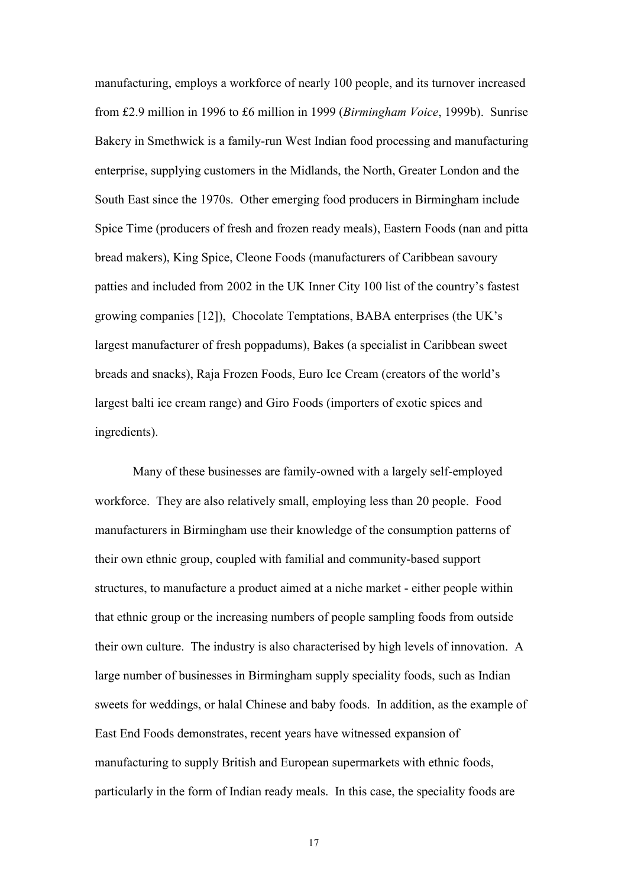manufacturing, employs a workforce of nearly 100 people, and its turnover increased from £2.9 million in 1996 to £6 million in 1999 (*Birmingham Voice*, 1999b). Sunrise Bakery in Smethwick is a family-run West Indian food processing and manufacturing enterprise, supplying customers in the Midlands, the North, Greater London and the South East since the 1970s. Other emerging food producers in Birmingham include Spice Time (producers of fresh and frozen ready meals), Eastern Foods (nan and pitta bread makers), King Spice, Cleone Foods (manufacturers of Caribbean savoury patties and included from 2002 in the UK Inner City 100 list of the country's fastest growing companies [12]), Chocolate Temptations, BABA enterprises (the UK's largest manufacturer of fresh poppadums), Bakes (a specialist in Caribbean sweet breads and snacks), Raja Frozen Foods, Euro Ice Cream (creators of the world's largest balti ice cream range) and Giro Foods (importers of exotic spices and ingredients).

Many of these businesses are family-owned with a largely self-employed workforce. They are also relatively small, employing less than 20 people. Food manufacturers in Birmingham use their knowledge of the consumption patterns of their own ethnic group, coupled with familial and community-based support structures, to manufacture a product aimed at a niche market - either people within that ethnic group or the increasing numbers of people sampling foods from outside their own culture. The industry is also characterised by high levels of innovation. A large number of businesses in Birmingham supply speciality foods, such as Indian sweets for weddings, or halal Chinese and baby foods. In addition, as the example of East End Foods demonstrates, recent years have witnessed expansion of manufacturing to supply British and European supermarkets with ethnic foods, particularly in the form of Indian ready meals. In this case, the speciality foods are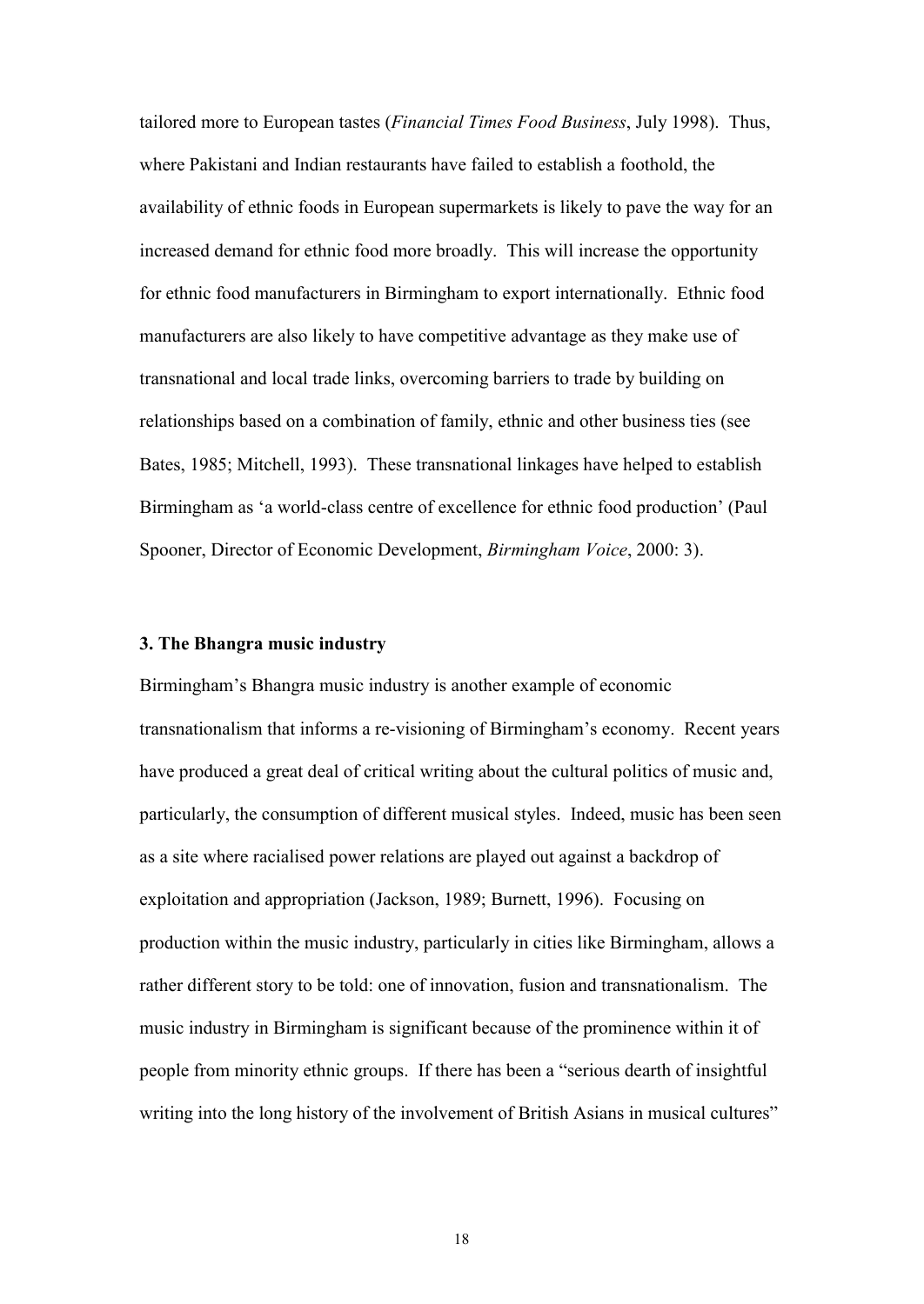tailored more to European tastes (*Financial Times Food Business*, July 1998). Thus, where Pakistani and Indian restaurants have failed to establish a foothold, the availability of ethnic foods in European supermarkets is likely to pave the way for an increased demand for ethnic food more broadly. This will increase the opportunity for ethnic food manufacturers in Birmingham to export internationally. Ethnic food manufacturers are also likely to have competitive advantage as they make use of transnational and local trade links, overcoming barriers to trade by building on relationships based on a combination of family, ethnic and other business ties (see Bates, 1985; Mitchell, 1993). These transnational linkages have helped to establish Birmingham as 'a world-class centre of excellence for ethnic food production' (Paul Spooner, Director of Economic Development, *Birmingham Voice*, 2000: 3).

### 3. The Bhangra music industry

Birmingham's Bhangra music industry is another example of economic transnationalism that informs a re-visioning of Birmingham's economy. Recent years have produced a great deal of critical writing about the cultural politics of music and, particularly, the consumption of different musical styles. Indeed, music has been seen as a site where racialised power relations are played out against a backdrop of exploitation and appropriation (Jackson, 1989; Burnett, 1996). Focusing on production within the music industry, particularly in cities like Birmingham, allows a rather different story to be told: one of innovation, fusion and transnationalism. The music industry in Birmingham is significant because of the prominence within it of people from minority ethnic groups. If there has been a "serious dearth of insightful writing into the long history of the involvement of British Asians in musical cultures"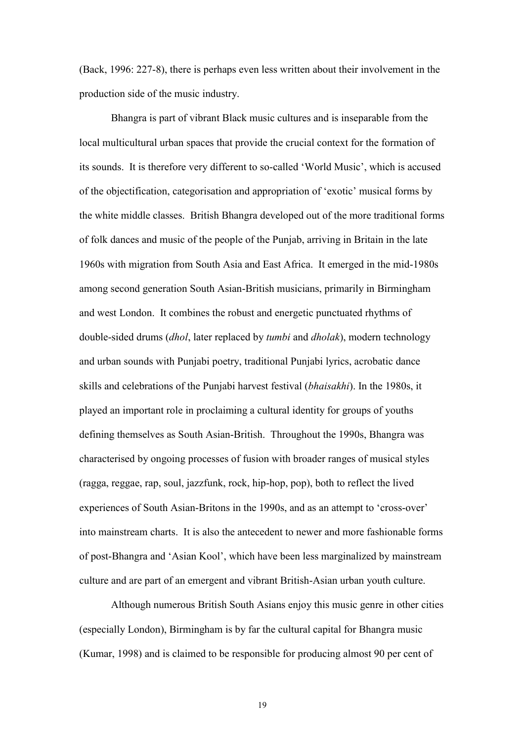(Back, 1996: 227-8), there is perhaps even less written about their involvement in the production side of the music industry.

Bhangra is part of vibrant Black music cultures and is inseparable from the local multicultural urban spaces that provide the crucial context for the formation of its sounds. It is therefore very different to so-called 'World Music', which is accused of the objectification, categorisation and appropriation of 'exotic' musical forms by the white middle classes. British Bhangra developed out of the more traditional forms of folk dances and music of the people of the Punjab, arriving in Britain in the late 1960s with migration from South Asia and East Africa. It emerged in the mid-1980s among second generation South Asian-British musicians, primarily in Birmingham and west London. It combines the robust and energetic punctuated rhythms of double-sided drums (*dhol*, later replaced by *tumbi* and *dholak*), modern technology and urban sounds with Punjabi poetry, traditional Punjabi lyrics, acrobatic dance skills and celebrations of the Punjabi harvest festival (*bhaisakhi*). In the 1980s, it played an important role in proclaiming a cultural identity for groups of youths defining themselves as South Asian-British. Throughout the 1990s, Bhangra was characterised by ongoing processes of fusion with broader ranges of musical styles (ragga, reggae, rap, soul, jazzfunk, rock, hip-hop, pop), both to reflect the lived experiences of South Asian-Britons in the 1990s, and as an attempt to 'cross-over' into mainstream charts. It is also the antecedent to newer and more fashionable forms of post-Bhangra and 'Asian Kool', which have been less marginalized by mainstream culture and are part of an emergent and vibrant British-Asian urban youth culture.

Although numerous British South Asians enjoy this music genre in other cities (especially London), Birmingham is by far the cultural capital for Bhangra music (Kumar, 1998) and is claimed to be responsible for producing almost 90 per cent of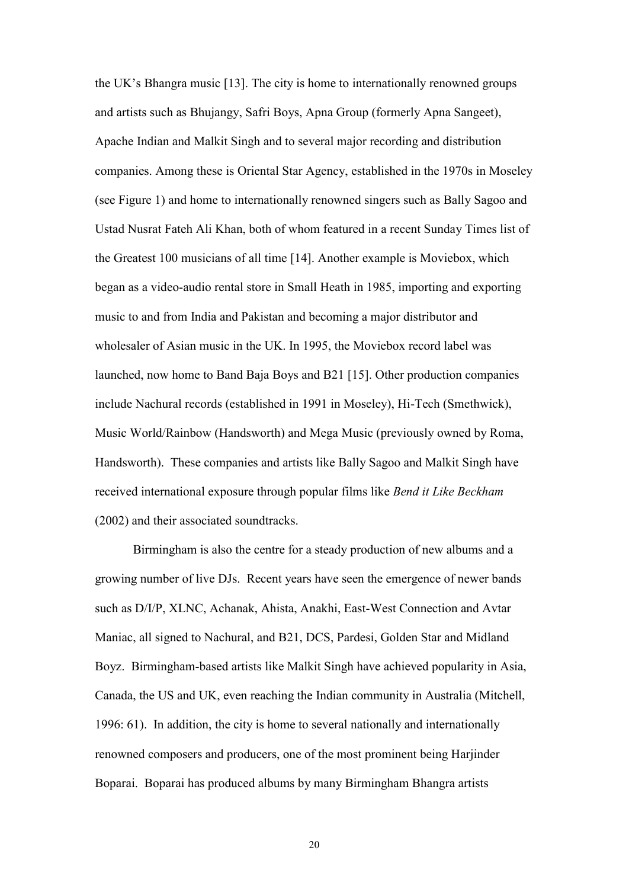the UK's Bhangra music [13]. The city is home to internationally renowned groups and artists such as Bhujangy, Safri Boys, Apna Group (formerly Apna Sangeet), Apache Indian and Malkit Singh and to several major recording and distribution companies. Among these is Oriental Star Agency, established in the 1970s in Moseley (see Figure 1) and home to internationally renowned singers such as Bally Sagoo and Ustad Nusrat Fateh Ali Khan, both of whom featured in a recent Sunday Times list of the Greatest 100 musicians of all time [14]. Another example is Moviebox, which began as a video-audio rental store in Small Heath in 1985, importing and exporting music to and from India and Pakistan and becoming a major distributor and wholesaler of Asian music in the UK. In 1995, the Moviebox record label was launched, now home to Band Baja Boys and B21 [15]. Other production companies include Nachural records (established in 1991 in Moseley), Hi-Tech (Smethwick), Music World/Rainbow (Handsworth) and Mega Music (previously owned by Roma, Handsworth). These companies and artists like Bally Sagoo and Malkit Singh have received international exposure through popular films like *Bend it Like Beckham* (2002) and their associated soundtracks.

Birmingham is also the centre for a steady production of new albums and a growing number of live DJs. Recent years have seen the emergence of newer bands such as D/I/P, XLNC, Achanak, Ahista, Anakhi, East-West Connection and Avtar Maniac, all signed to Nachural, and B21, DCS, Pardesi, Golden Star and Midland Boyz. Birmingham-based artists like Malkit Singh have achieved popularity in Asia, Canada, the US and UK, even reaching the Indian community in Australia (Mitchell, 1996: 61). In addition, the city is home to several nationally and internationally renowned composers and producers, one of the most prominent being Harjinder Boparai. Boparai has produced albums by many Birmingham Bhangra artists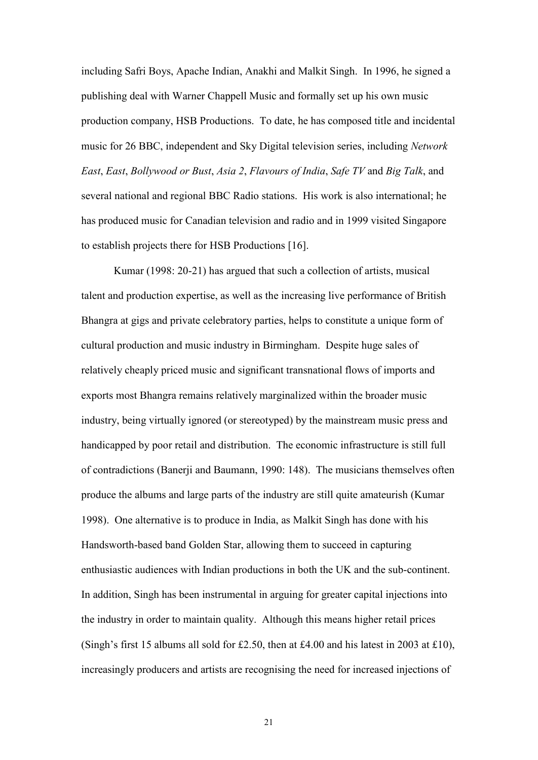including Safri Boys, Apache Indian, Anakhi and Malkit Singh. In 1996, he signed a publishing deal with Warner Chappell Music and formally set up his own music production company, HSB Productions. To date, he has composed title and incidental music for 26 BBC, independent and Sky Digital television series, including *Network East*, *East*, *Bollywood or Bust*, *Asia 2*, *Flavours of India*, *Safe TV* and *Big Talk*, and several national and regional BBC Radio stations. His work is also international; he has produced music for Canadian television and radio and in 1999 visited Singapore to establish projects there for HSB Productions [16].

Kumar (1998: 20-21) has argued that such a collection of artists, musical talent and production expertise, as well as the increasing live performance of British Bhangra at gigs and private celebratory parties, helps to constitute a unique form of cultural production and music industry in Birmingham. Despite huge sales of relatively cheaply priced music and significant transnational flows of imports and exports most Bhangra remains relatively marginalized within the broader music industry, being virtually ignored (or stereotyped) by the mainstream music press and handicapped by poor retail and distribution. The economic infrastructure is still full of contradictions (Banerji and Baumann, 1990: 148). The musicians themselves often produce the albums and large parts of the industry are still quite amateurish (Kumar 1998). One alternative is to produce in India, as Malkit Singh has done with his Handsworth-based band Golden Star, allowing them to succeed in capturing enthusiastic audiences with Indian productions in both the UK and the sub-continent. In addition, Singh has been instrumental in arguing for greater capital injections into the industry in order to maintain quality. Although this means higher retail prices (Singh's first 15 albums all sold for £2.50, then at £4.00 and his latest in 2003 at £10), increasingly producers and artists are recognising the need for increased injections of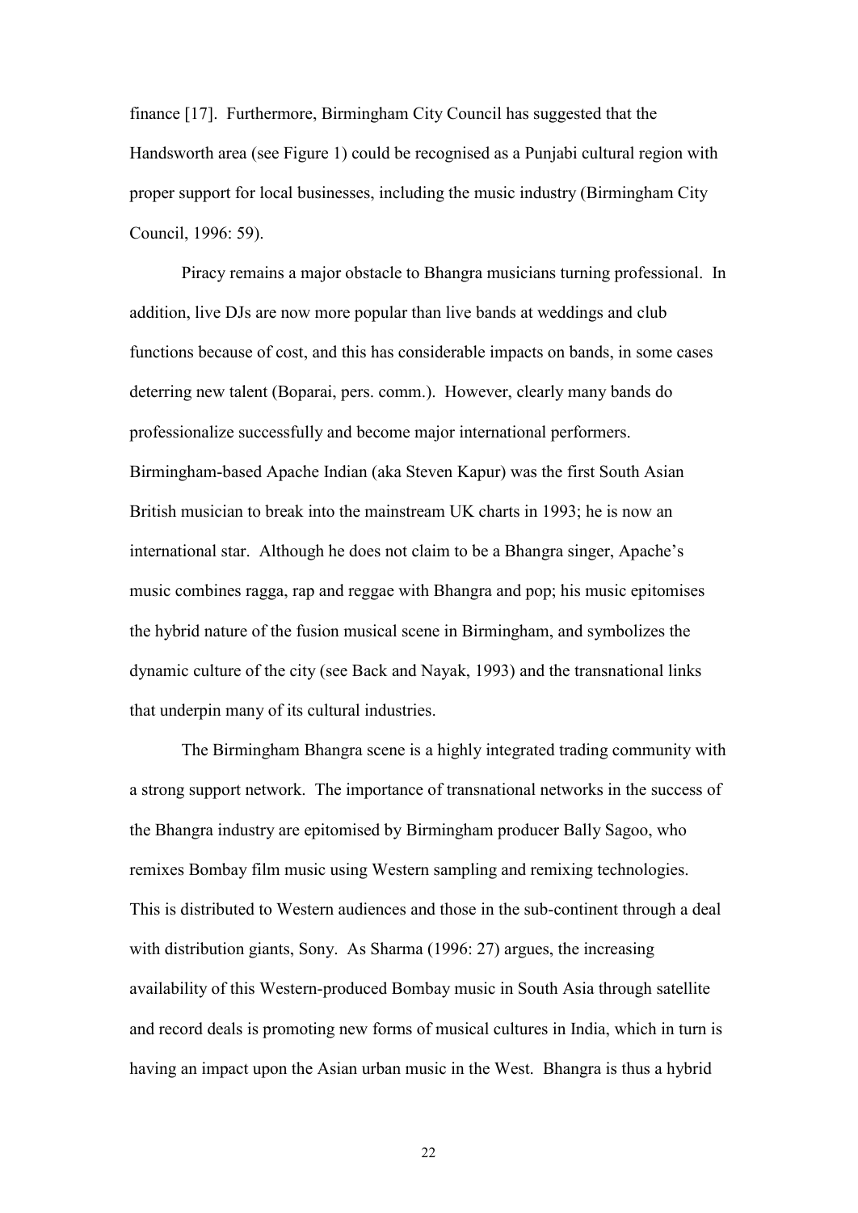finance [17]. Furthermore, Birmingham City Council has suggested that the Handsworth area (see Figure 1) could be recognised as a Punjabi cultural region with proper support for local businesses, including the music industry (Birmingham City Council, 1996: 59).

Piracy remains a major obstacle to Bhangra musicians turning professional. In addition, live DJs are now more popular than live bands at weddings and club functions because of cost, and this has considerable impacts on bands, in some cases deterring new talent (Boparai, pers. comm.). However, clearly many bands do professionalize successfully and become major international performers. Birmingham-based Apache Indian (aka Steven Kapur) was the first South Asian British musician to break into the mainstream UK charts in 1993; he is now an international star. Although he does not claim to be a Bhangra singer, Apache's music combines ragga, rap and reggae with Bhangra and pop; his music epitomises the hybrid nature of the fusion musical scene in Birmingham, and symbolizes the dynamic culture of the city (see Back and Nayak, 1993) and the transnational links that underpin many of its cultural industries.

The Birmingham Bhangra scene is a highly integrated trading community with a strong support network. The importance of transnational networks in the success of the Bhangra industry are epitomised by Birmingham producer Bally Sagoo, who remixes Bombay film music using Western sampling and remixing technologies. This is distributed to Western audiences and those in the sub-continent through a deal with distribution giants, Sony. As Sharma (1996: 27) argues, the increasing availability of this Western-produced Bombay music in South Asia through satellite and record deals is promoting new forms of musical cultures in India, which in turn is having an impact upon the Asian urban music in the West. Bhangra is thus a hybrid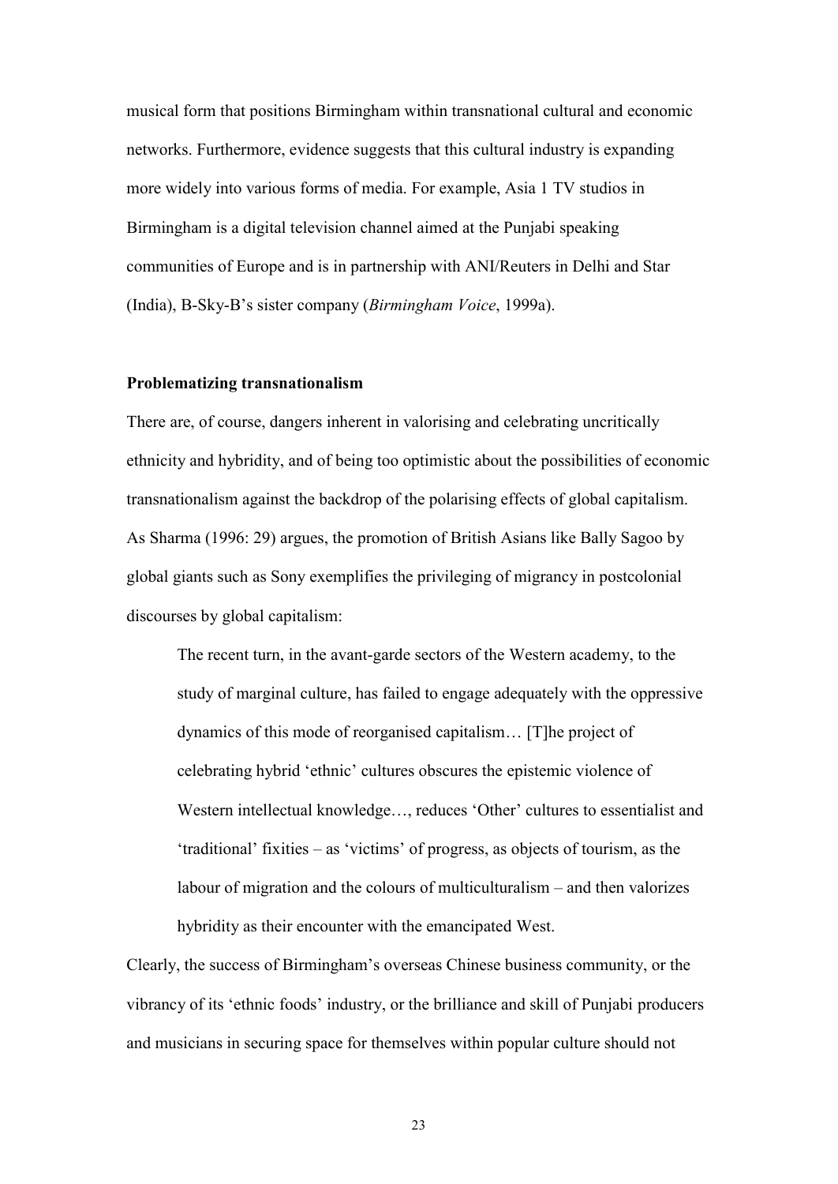musical form that positions Birmingham within transnational cultural and economic networks. Furthermore, evidence suggests that this cultural industry is expanding more widely into various forms of media. For example, Asia 1 TV studios in Birmingham is a digital television channel aimed at the Punjabi speaking communities of Europe and is in partnership with ANI/Reuters in Delhi and Star (India), B-Sky-B's sister company (*Birmingham Voice*, 1999a).

**Problematizing transnationalism**

There are, of course, dangers inherent in valorising and celebrating uncritically ethnicity and hybridity, and of being too optimistic about the possibilities of economic transnationalism against the backdrop of the polarising effects of global capitalism. As Sharma (1996: 29) argues, the promotion of British Asians like Bally Sagoo by global giants such as Sony exemplifies the privileging of migrancy in postcolonial discourses by global capitalism:

> The recent turn, in the avant-garde sectors of the Western academy, to the study of marginal culture, has failed to engage adequately with the oppressive dynamics of this mode of reorganised capitalism… [T]he project of celebrating hybrid 'ethnic' cultures obscures the epistemic violence of Western intellectual knowledge…, reduces 'Other' cultures to essentialist and 'traditional' fixities – as 'victims' of progress, as objects of tourism, as the labour of migration and the colours of multiculturalism – and then valorizes hybridity as their encounter with the emancipated West.

Clearly, the success of Birmingham's overseas Chinese business community, or the vibrancy of its 'ethnic foods' industry, or the brilliance and skill of Punjabi producers and musicians in securing space for themselves within popular culture should not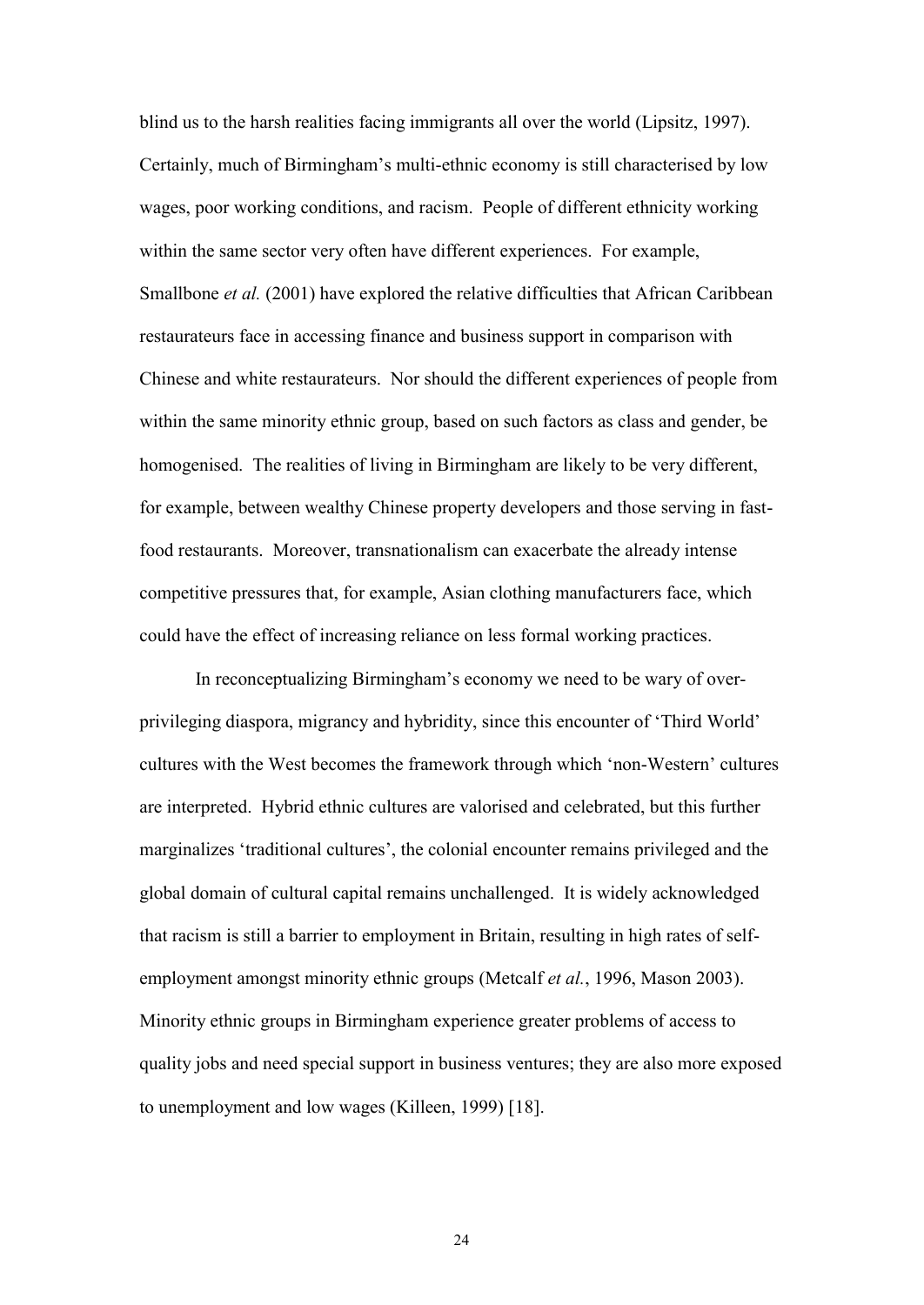blind us to the harsh realities facing immigrants all over the world (Lipsitz, 1997). Certainly, much of Birmingham's multi-ethnic economy is still characterised by low wages, poor working conditions, and racism. People of different ethnicity working within the same sector very often have different experiences. For example, Smallbone *et al.* (2001) have explored the relative difficulties that African Caribbean restaurateurs face in accessing finance and business support in comparison with Chinese and white restaurateurs. Nor should the different experiences of people from within the same minority ethnic group, based on such factors as class and gender, be homogenised. The realities of living in Birmingham are likely to be very different, for example, between wealthy Chinese property developers and those serving in fast-food restaurants. Moreover, transnationalism can exacerbate the already intense competitive pressures that, for example, Asian clothing manufacturers face, which could have the effect of increasing reliance on less formal working practices.

In reconceptualizing Birmingham's economy we need to be wary of over-privileging diaspora, migrancy and hybridity, since this encounter of 'Third World' cultures with the West becomes the framework through which 'non-Western' cultures are interpreted. Hybrid ethnic cultures are valorised and celebrated, but this further marginalizes 'traditional cultures', the colonial encounter remains privileged and the global domain of cultural capital remains unchallenged. It is widely acknowledged that racism is still a barrier to employment in Britain, resulting in high rates of self-employment amongst minority ethnic groups (Metcalf *et al.*, 1996, Mason 2003). Minority ethnic groups in Birmingham experience greater problems of access to quality jobs and need special support in business ventures; they are also more exposed to unemployment and low wages (Killeen, 1999) [18].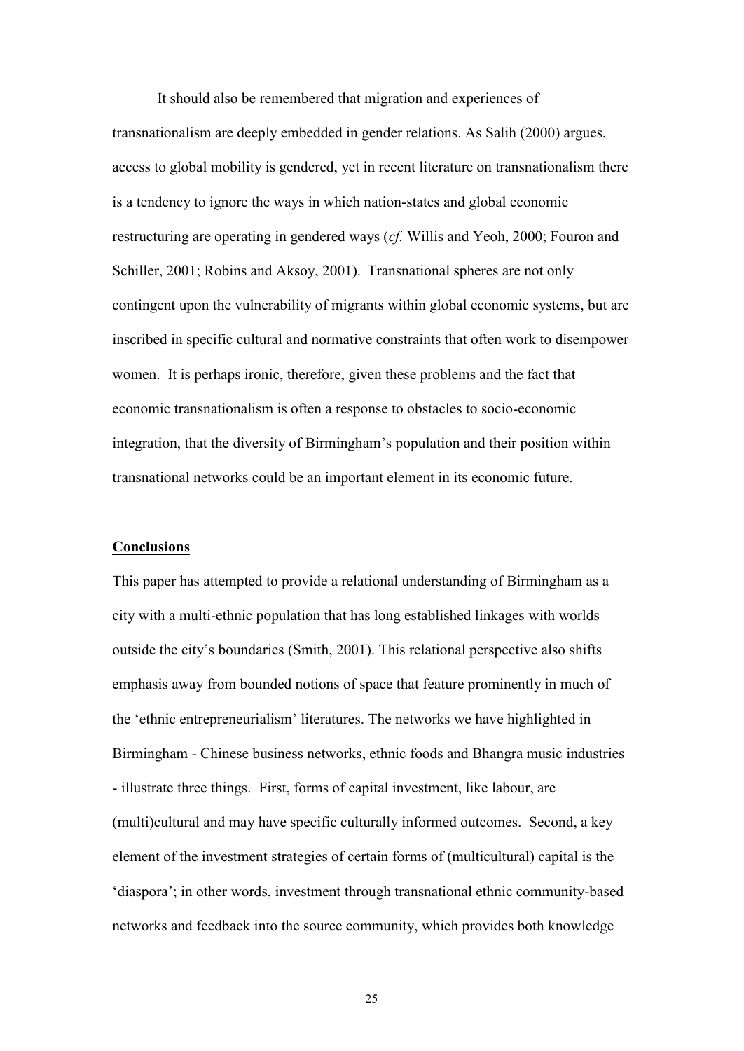It should also be remembered that migration and experiences of transnationalism are deeply embedded in gender relations. As Salih (2000) argues, access to global mobility is gendered, yet in recent literature on transnationalism there is a tendency to ignore the ways in which nation-states and global economic restructuring are operating in gendered ways (*cf.* Willis and Yeoh, 2000; Fouron and Schiller, 2001; Robins and Aksoy, 2001). Transnational spheres are not only contingent upon the vulnerability of migrants within global economic systems, but are inscribed in specific cultural and normative constraints that often work to disempower women. It is perhaps ironic, therefore, given these problems and the fact that economic transnationalism is often a response to obstacles to socio-economic integration, that the diversity of Birmingham's population and their position within transnational networks could be an important element in its economic future.

## Conclusions

This paper has attempted to provide a relational understanding of Birmingham as a city with a multi-ethnic population that has long established linkages with worlds outside the city's boundaries (Smith, 2001). This relational perspective also shifts emphasis away from bounded notions of space that feature prominently in much of the 'ethnic entrepreneurialism' literatures. The networks we have highlighted in Birmingham - Chinese business networks, ethnic foods and Bhangra music industries - illustrate three things. First, forms of capital investment, like labour, are (multi)cultural and may have specific culturally informed outcomes. Second, a key element of the investment strategies of certain forms of (multicultural) capital is the 'diaspora'; in other words, investment through transnational ethnic community-based networks and feedback into the source community, which provides both knowledge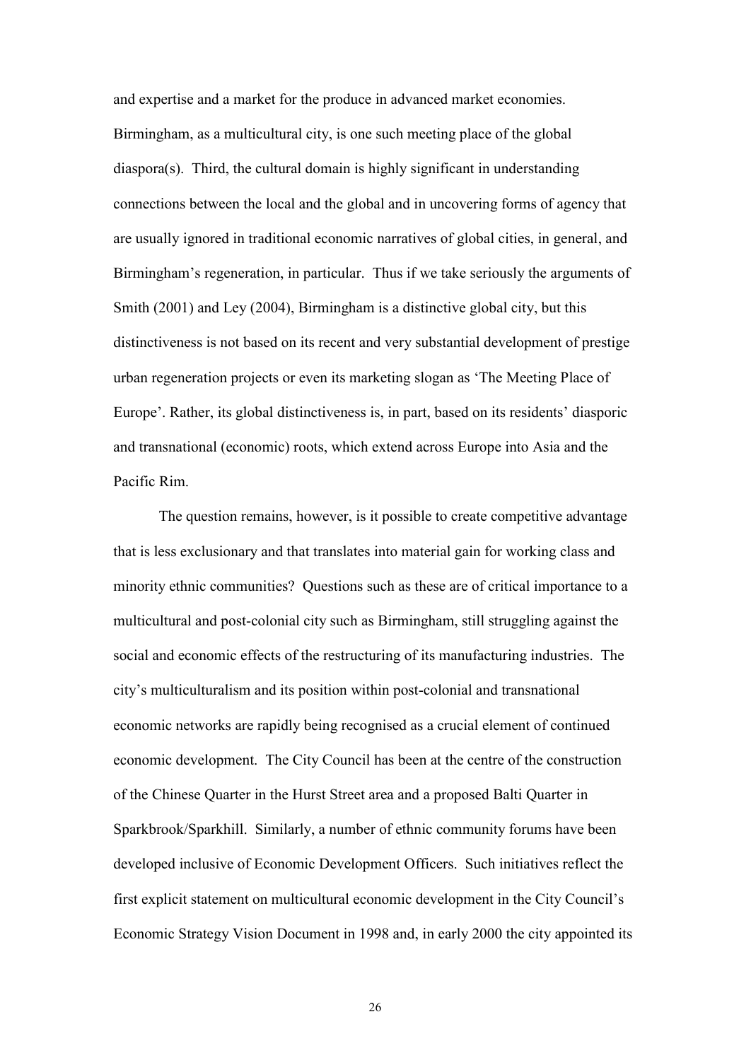and expertise and a market for the produce in advanced market economies. Birmingham, as a multicultural city, is one such meeting place of the global diaspora(s). Third, the cultural domain is highly significant in understanding connections between the local and the global and in uncovering forms of agency that are usually ignored in traditional economic narratives of global cities, in general, and Birmingham's regeneration, in particular. Thus if we take seriously the arguments of Smith (2001) and Ley (2004), Birmingham is a distinctive global city, but this distinctiveness is not based on its recent and very substantial development of prestige urban regeneration projects or even its marketing slogan as 'The Meeting Place of Europe'. Rather, its global distinctiveness is, in part, based on its residents' diasporic and transnational (economic) roots, which extend across Europe into Asia and the Pacific Rim.

The question remains, however, is it possible to create competitive advantage that is less exclusionary and that translates into material gain for working class and minority ethnic communities? Questions such as these are of critical importance to a multicultural and post-colonial city such as Birmingham, still struggling against the social and economic effects of the restructuring of its manufacturing industries. The city's multiculturalism and its position within post-colonial and transnational economic networks are rapidly being recognised as a crucial element of continued economic development. The City Council has been at the centre of the construction of the Chinese Quarter in the Hurst Street area and a proposed Balti Quarter in Sparkbrook/Sparkhill. Similarly, a number of ethnic community forums have been developed inclusive of Economic Development Officers. Such initiatives reflect the first explicit statement on multicultural economic development in the City Council's Economic Strategy Vision Document in 1998 and, in early 2000 the city appointed its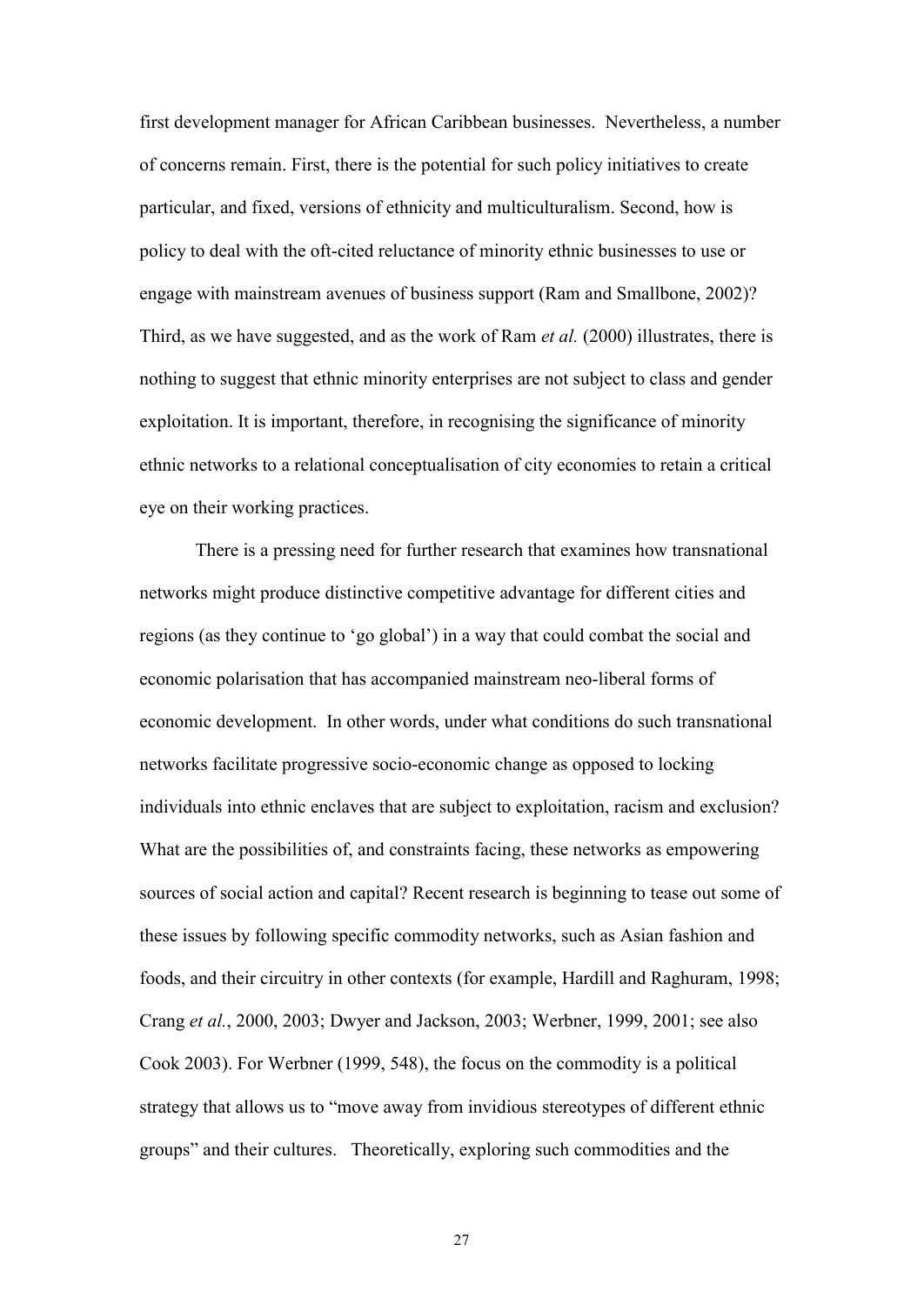first development manager for African Caribbean businesses. Nevertheless, a number of concerns remain. First, there is the potential for such policy initiatives to create particular, and fixed, versions of ethnicity and multiculturalism. Second, how is policy to deal with the oft-cited reluctance of minority ethnic businesses to use or engage with mainstream avenues of business support (Ram and Smallbone, 2002)? Third, as we have suggested, and as the work of Ram *et al.* (2000) illustrates, there is nothing to suggest that ethnic minority enterprises are not subject to class and gender exploitation. It is important, therefore, in recognising the significance of minority ethnic networks to a relational conceptualisation of city economies to retain a critical eye on their working practices.

There is a pressing need for further research that examines how transnational networks might produce distinctive competitive advantage for different cities and regions (as they continue to 'go global') in a way that could combat the social and economic polarisation that has accompanied mainstream neo-liberal forms of economic development. In other words, under what conditions do such transnational networks facilitate progressive socio-economic change as opposed to locking individuals into ethnic enclaves that are subject to exploitation, racism and exclusion? What are the possibilities of, and constraints facing, these networks as empowering sources of social action and capital? Recent research is beginning to tease out some of these issues by following specific commodity networks, such as Asian fashion and foods, and their circuitry in other contexts (for example, Hardill and Raghuram, 1998; Crang *et al.*, 2000, 2003; Dwyer and Jackson, 2003; Werbner, 1999, 2001; see also Cook 2003). For Werbner (1999, 548), the focus on the commodity is a political strategy that allows us to "move away from invidious stereotypes of different ethnic groups" and their cultures. Theoretically, exploring such commodities and the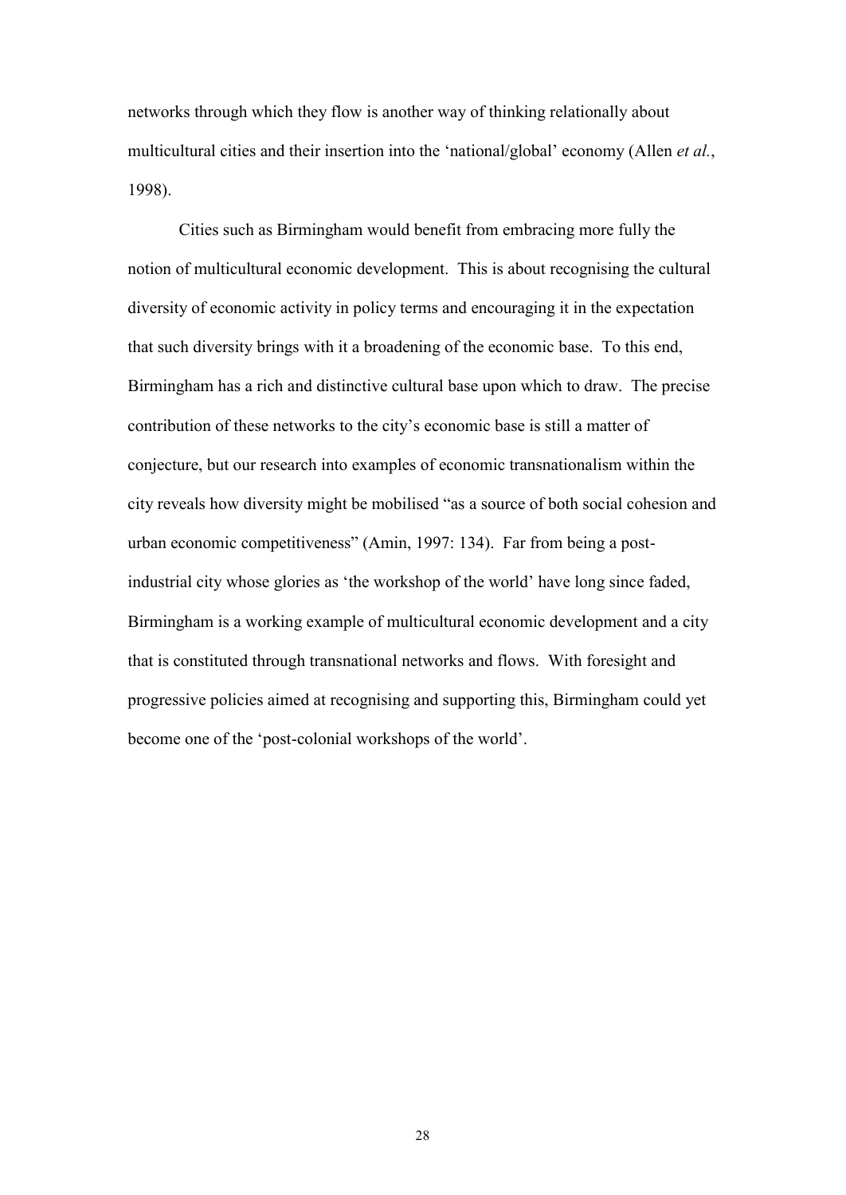networks through which they flow is another way of thinking relationally about multicultural cities and their insertion into the 'national/global' economy (Allen *et al.*, 1998).

Cities such as Birmingham would benefit from embracing more fully the notion of multicultural economic development. This is about recognising the cultural diversity of economic activity in policy terms and encouraging it in the expectation that such diversity brings with it a broadening of the economic base. To this end, Birmingham has a rich and distinctive cultural base upon which to draw. The precise contribution of these networks to the city's economic base is still a matter of conjecture, but our research into examples of economic transnationalism within the city reveals how diversity might be mobilised "as a source of both social cohesion and urban economic competitiveness" (Amin, 1997: 134). Far from being a post-industrial city whose glories as 'the workshop of the world' have long since faded, Birmingham is a working example of multicultural economic development and a city that is constituted through transnational networks and flows. With foresight and progressive policies aimed at recognising and supporting this, Birmingham could yet become one of the 'post-colonial workshops of the world'.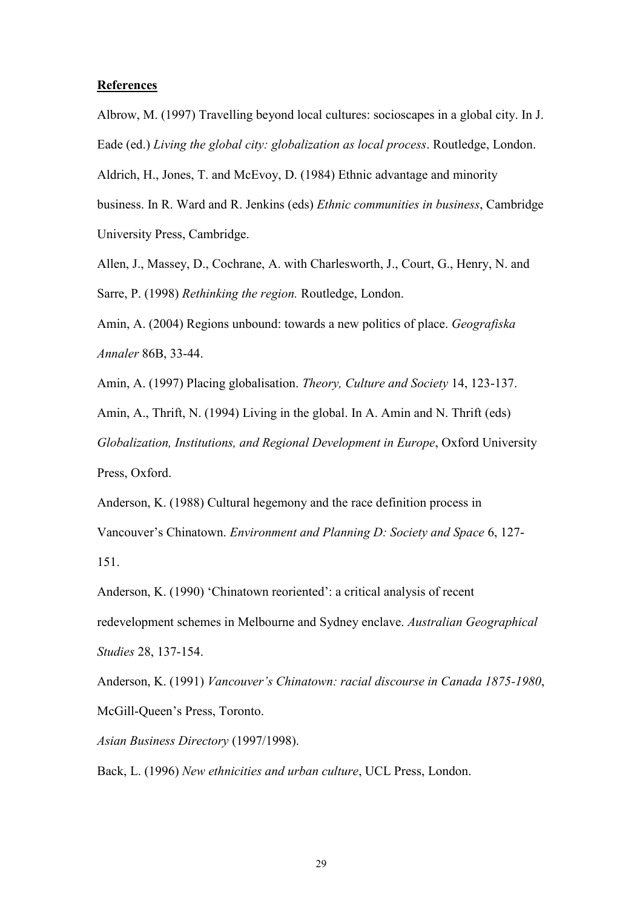**References**

Albrow, M. (1997) Travelling beyond local cultures: socioscapes in a global city. In J. Eade (ed.) *Living the global city: globalization as local process*. Routledge, London.

Aldrich, H., Jones, T. and McEvoy, D. (1984) Ethnic advantage and minority business. In R. Ward and R. Jenkins (eds) *Ethnic communities in business*, Cambridge University Press, Cambridge.

Allen, J., Massey, D., Cochrane, A. with Charlesworth, J., Court, G., Henry, N. and Sarre, P. (1998) *Rethinking the region.* Routledge, London.

Amin, A. (2004) Regions unbound: towards a new politics of place. *Geografiska Annaler* 86B, 33-44.

Amin, A. (1997) Placing globalisation. *Theory, Culture and Society* 14, 123-137.

Amin, A., Thrift, N. (1994) Living in the global. In A. Amin and N. Thrift (eds) *Globalization, Institutions, and Regional Development in Europe*, Oxford University Press, Oxford.

Anderson, K. (1988) Cultural hegemony and the race definition process in Vancouver's Chinatown. *Environment and Planning D: Society and Space* 6, 127-151.

Anderson, K. (1990) 'Chinatown reoriented': a critical analysis of recent redevelopment schemes in Melbourne and Sydney enclave. *Australian Geographical Studies* 28, 137-154.

Anderson, K. (1991) *Vancouver's Chinatown: racial discourse in Canada 1875-1980*, McGill-Queen's Press, Toronto.

*Asian Business Directory* (1997/1998).

Back, L. (1996) *New ethnicities and urban culture*, UCL Press, London.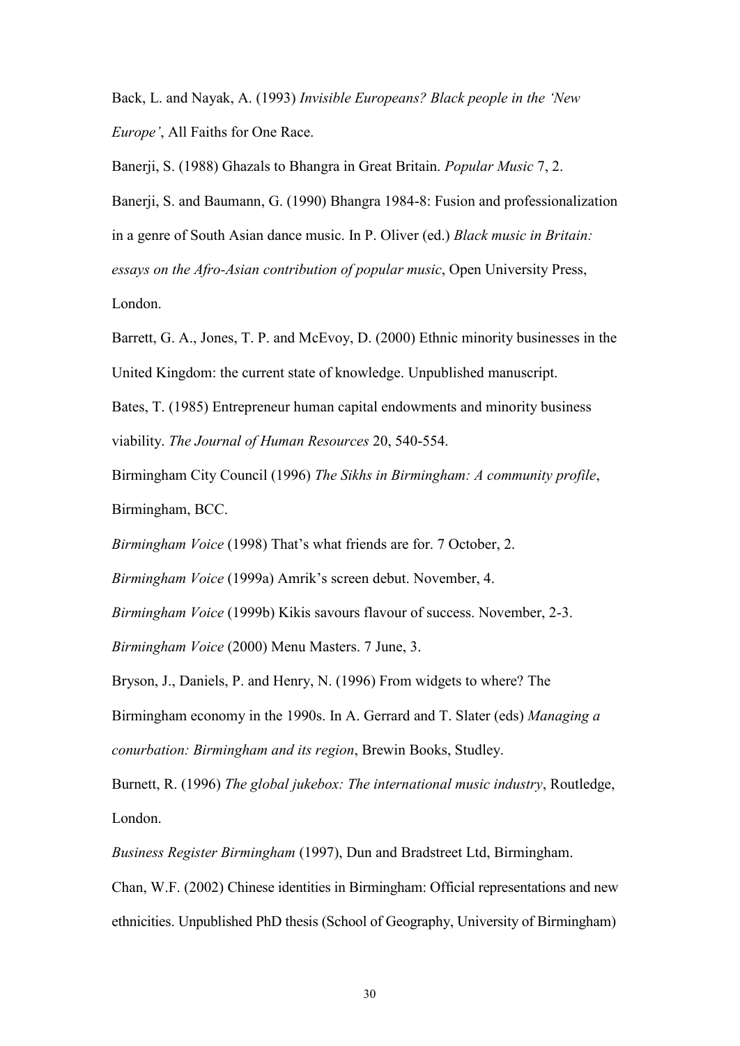Back, L. and Nayak, A. (1993) *Invisible Europeans? Black people in the 'New Europe'*, All Faiths for One Race.

Banerji, S. (1988) Ghazals to Bhangra in Great Britain. *Popular Music* 7, 2.

Banerji, S. and Baumann, G. (1990) Bhangra 1984-8: Fusion and professionalization in a genre of South Asian dance music. In P. Oliver (ed.) *Black music in Britain: essays on the Afro-Asian contribution of popular music*, Open University Press, London.

Barrett, G. A., Jones, T. P. and McEvoy, D. (2000) Ethnic minority businesses in the United Kingdom: the current state of knowledge. Unpublished manuscript.

Bates, T. (1985) Entrepreneur human capital endowments and minority business viability. *The Journal of Human Resources* 20, 540-554.

Birmingham City Council (1996) *The Sikhs in Birmingham: A community profile*, Birmingham, BCC.

*Birmingham Voice* (1998) That's what friends are for. 7 October, 2.

*Birmingham Voice* (1999a) Amrik's screen debut. November, 4.

*Birmingham Voice* (1999b) Kikis savours flavour of success. November, 2-3.

*Birmingham Voice* (2000) Menu Masters. 7 June, 3.

Bryson, J., Daniels, P. and Henry, N. (1996) From widgets to where? The Birmingham economy in the 1990s. In A. Gerrard and T. Slater (eds) *Managing a conurbation: Birmingham and its region*, Brewin Books, Studley.

Burnett, R. (1996) *The global jukebox: The international music industry*, Routledge, London.

*Business Register Birmingham* (1997), Dun and Bradstreet Ltd, Birmingham.

Chan, W.F. (2002) Chinese identities in Birmingham: Official representations and new ethnicities. Unpublished PhD thesis (School of Geography, University of Birmingham)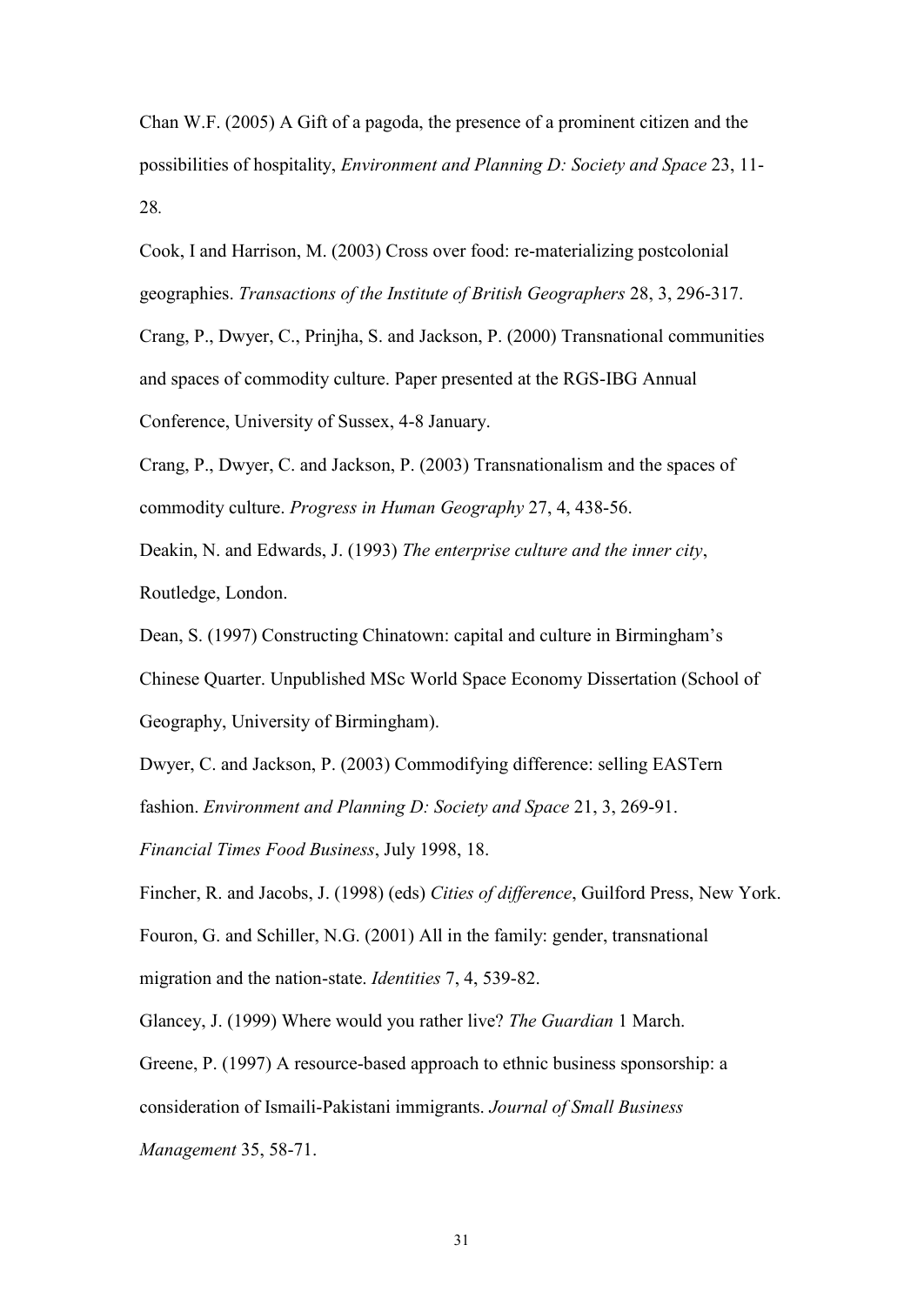Chan W.F. (2005) A Gift of a pagoda, the presence of a prominent citizen and the possibilities of hospitality, *Environment and Planning D: Society and Space* 23, 11-28.

Cook, I and Harrison, M. (2003) Cross over food: re-materializing postcolonial geographies. *Transactions of the Institute of British Geographers* 28, 3, 296-317.

Crang, P., Dwyer, C., Prinjha, S. and Jackson, P. (2000) Transnational communities and spaces of commodity culture. Paper presented at the RGS-IBG Annual Conference, University of Sussex, 4-8 January.

Crang, P., Dwyer, C. and Jackson, P. (2003) Transnationalism and the spaces of commodity culture. *Progress in Human Geography* 27, 4, 438-56.

Deakin, N. and Edwards, J. (1993) *The enterprise culture and the inner city*, Routledge, London.

Dean, S. (1997) Constructing Chinatown: capital and culture in Birmingham's Chinese Quarter. Unpublished MSc World Space Economy Dissertation (School of Geography, University of Birmingham).

Dwyer, C. and Jackson, P. (2003) Commodifying difference: selling EASTern fashion. *Environment and Planning D: Society and Space* 21, 3, 269-91.

*Financial Times Food Business*, July 1998, 18.

Fincher, R. and Jacobs, J. (1998) (eds) *Cities of difference*, Guilford Press, New York.

Fouron, G. and Schiller, N.G. (2001) All in the family: gender, transnational migration and the nation-state. *Identities* 7, 4, 539-82.

Glancey, J. (1999) Where would you rather live? *The Guardian* 1 March.

Greene, P. (1997) A resource-based approach to ethnic business sponsorship: a consideration of Ismaili-Pakistani immigrants. *Journal of Small Business Management* 35, 58-71.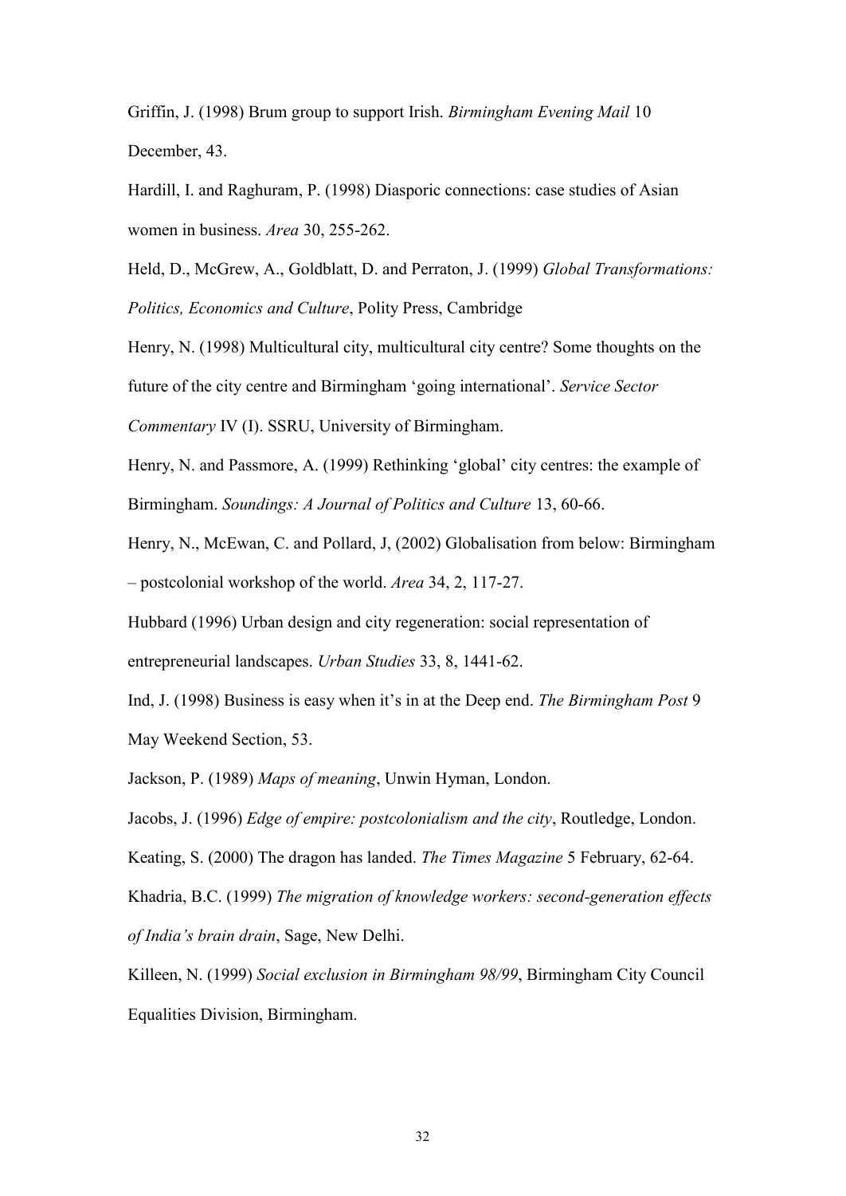Griffin, J. (1998) Brum group to support Irish. *Birmingham Evening Mail* 10 December, 43.

Hardill, I. and Raghuram, P. (1998) Diasporic connections: case studies of Asian women in business. *Area* 30, 255-262.

Held, D., McGrew, A., Goldblatt, D. and Perraton, J. (1999) *Global Transformations: Politics, Economics and Culture*, Polity Press, Cambridge

Henry, N. (1998) Multicultural city, multicultural city centre? Some thoughts on the future of the city centre and Birmingham 'going international'. *Service Sector Commentary* IV (I). SSRU, University of Birmingham.

Henry, N. and Passmore, A. (1999) Rethinking 'global' city centres: the example of Birmingham. *Soundings: A Journal of Politics and Culture* 13, 60-66.

Henry, N., McEwan, C. and Pollard, J, (2002) Globalisation from below: Birmingham – postcolonial workshop of the world. *Area* 34, 2, 117-27.

Hubbard (1996) Urban design and city regeneration: social representation of entrepreneurial landscapes. *Urban Studies* 33, 8, 1441-62.

Ind, J. (1998) Business is easy when it's in at the Deep end. *The Birmingham Post* 9 May Weekend Section, 53.

Jackson, P. (1989) *Maps of meaning*, Unwin Hyman, London.

Jacobs, J. (1996) *Edge of empire: postcolonialism and the city*, Routledge, London.

Keating, S. (2000) The dragon has landed. *The Times Magazine* 5 February, 62-64.

Khadria, B.C. (1999) *The migration of knowledge workers: second-generation effects of India's brain drain*, Sage, New Delhi.

Killeen, N. (1999) *Social exclusion in Birmingham 98/99*, Birmingham City Council Equalities Division, Birmingham.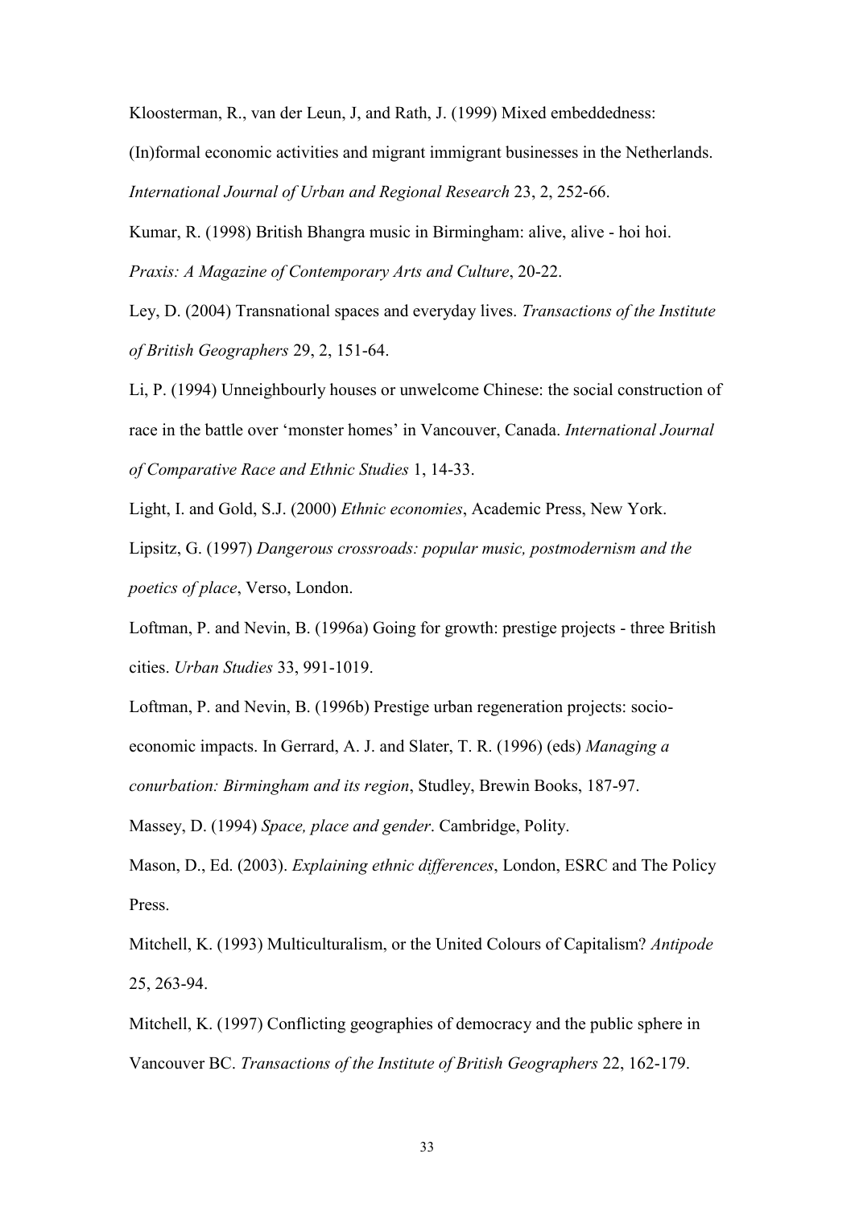Kloosterman, R., van der Leun, J, and Rath, J. (1999) Mixed embeddedness: (In)formal economic activities and migrant immigrant businesses in the Netherlands. *International Journal of Urban and Regional Research* 23, 2, 252-66.

Kumar, R. (1998) British Bhangra music in Birmingham: alive, alive - hoi hoi. *Praxis: A Magazine of Contemporary Arts and Culture*, 20-22.

Ley, D. (2004) Transnational spaces and everyday lives. *Transactions of the Institute of British Geographers* 29, 2, 151-64.

Li, P. (1994) Unneighbourly houses or unwelcome Chinese: the social construction of race in the battle over 'monster homes' in Vancouver, Canada. *International Journal of Comparative Race and Ethnic Studies* 1, 14-33.

Light, I. and Gold, S.J. (2000) *Ethnic economies*, Academic Press, New York.

Lipsitz, G. (1997) *Dangerous crossroads: popular music, postmodernism and the poetics of place*, Verso, London.

Loftman, P. and Nevin, B. (1996a) Going for growth: prestige projects - three British cities. *Urban Studies* 33, 991-1019.

Loftman, P. and Nevin, B. (1996b) Prestige urban regeneration projects: socio-economic impacts. In Gerrard, A. J. and Slater, T. R. (1996) (eds) *Managing a conurbation: Birmingham and its region*, Studley, Brewin Books, 187-97.

Massey, D. (1994) *Space, place and gender*. Cambridge, Polity.

Mason, D., Ed. (2003). *Explaining ethnic differences*, London, ESRC and The Policy Press.

Mitchell, K. (1993) Multiculturalism, or the United Colours of Capitalism? *Antipode* 25, 263-94.

Mitchell, K. (1997) Conflicting geographies of democracy and the public sphere in Vancouver BC. *Transactions of the Institute of British Geographers* 22, 162-179.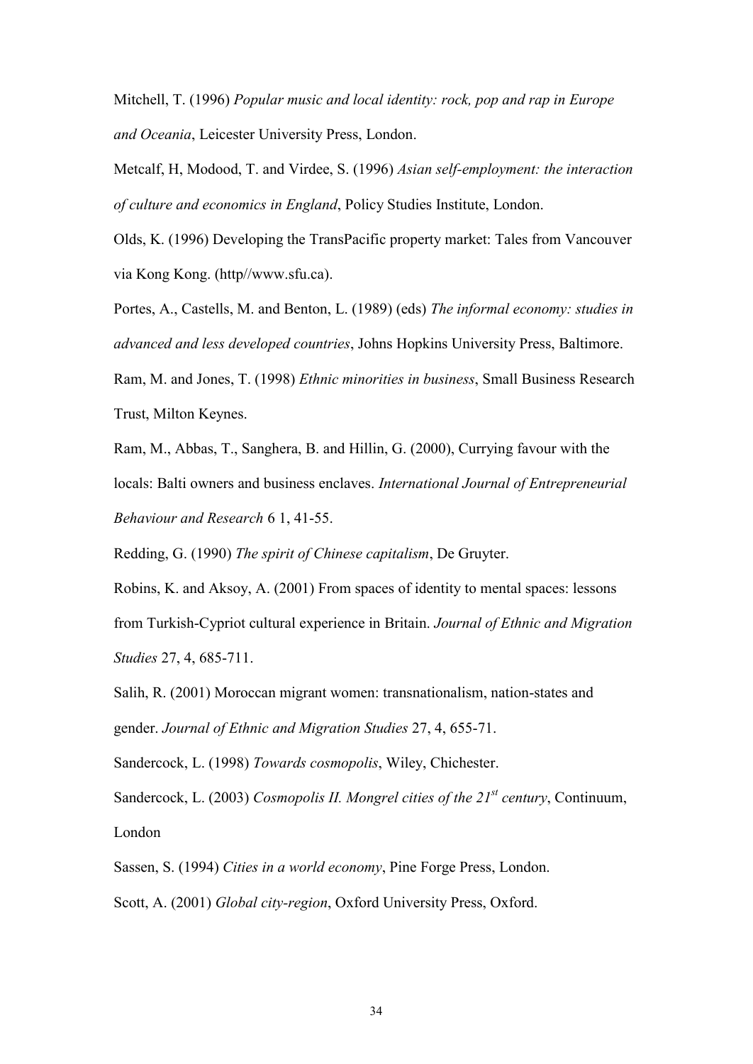Mitchell, T. (1996) *Popular music and local identity: rock, pop and rap in Europe and Oceania*, Leicester University Press, London.

Metcalf, H, Modood, T. and Virdee, S. (1996) *Asian self-employment: the interaction of culture and economics in England*, Policy Studies Institute, London.

Olds, K. (1996) Developing the TransPacific property market: Tales from Vancouver via Kong Kong. (http//www.sfu.ca).

Portes, A., Castells, M. and Benton, L. (1989) (eds) *The informal economy: studies in advanced and less developed countries*, Johns Hopkins University Press, Baltimore.

Ram, M. and Jones, T. (1998) *Ethnic minorities in business*, Small Business Research Trust, Milton Keynes.

Ram, M., Abbas, T., Sanghera, B. and Hillin, G. (2000), Currying favour with the locals: Balti owners and business enclaves. *International Journal of Entrepreneurial Behaviour and Research* 6 1, 41-55.

Redding, G. (1990) *The spirit of Chinese capitalism*, De Gruyter.

Robins, K. and Aksoy, A. (2001) From spaces of identity to mental spaces: lessons from Turkish-Cypriot cultural experience in Britain. *Journal of Ethnic and Migration Studies* 27, 4, 685-711.

Salih, R. (2001) Moroccan migrant women: transnationalism, nation-states and gender. *Journal of Ethnic and Migration Studies* 27, 4, 655-71.

Sandercock, L. (1998) *Towards cosmopolis*, Wiley, Chichester.

Sandercock, L. (2003) *Cosmopolis II. Mongrel cities of the 21st century*, Continuum, London

Sassen, S. (1994) *Cities in a world economy*, Pine Forge Press, London.

Scott, A. (2001) *Global city-region*, Oxford University Press, Oxford.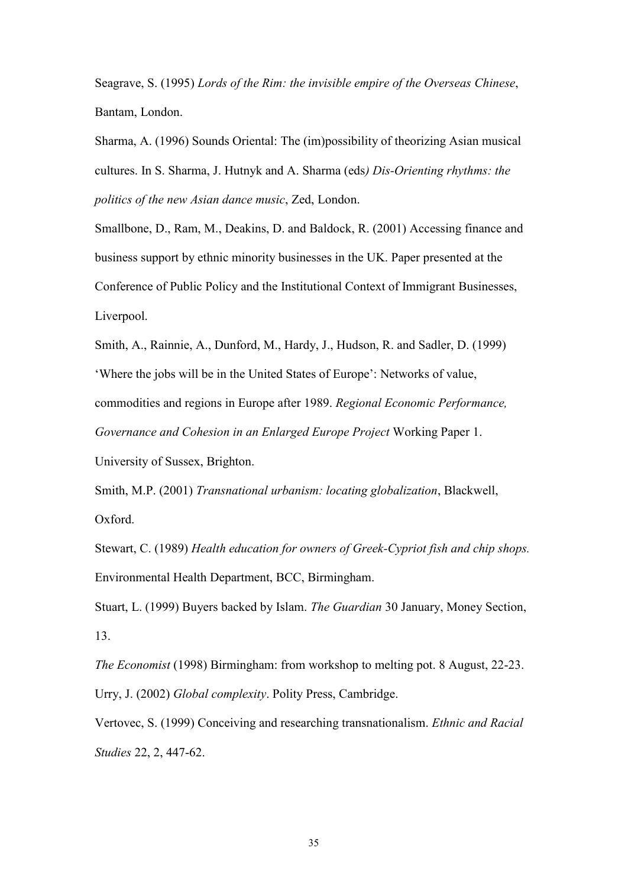Seagrave, S. (1995) *Lords of the Rim: the invisible empire of the Overseas Chinese*, Bantam, London.

Sharma, A. (1996) Sounds Oriental: The (im)possibility of theorizing Asian musical cultures. In S. Sharma, J. Hutnyk and A. Sharma (eds*) Dis-Orienting rhythms: the politics of the new Asian dance music*, Zed, London.

Smallbone, D., Ram, M., Deakins, D. and Baldock, R. (2001) Accessing finance and business support by ethnic minority businesses in the UK. Paper presented at the Conference of Public Policy and the Institutional Context of Immigrant Businesses, Liverpool.

Smith, A., Rainnie, A., Dunford, M., Hardy, J., Hudson, R. and Sadler, D. (1999) 'Where the jobs will be in the United States of Europe': Networks of value, commodities and regions in Europe after 1989. *Regional Economic Performance, Governance and Cohesion in an Enlarged Europe Project* Working Paper 1. University of Sussex, Brighton.

Smith, M.P. (2001) *Transnational urbanism: locating globalization*, Blackwell, Oxford.

Stewart, C. (1989) *Health education for owners of Greek-Cypriot fish and chip shops.* Environmental Health Department, BCC, Birmingham.

Stuart, L. (1999) Buyers backed by Islam. *The Guardian* 30 January, Money Section, 13.

*The Economist* (1998) Birmingham: from workshop to melting pot. 8 August, 22-23.

Urry, J. (2002) *Global complexity*. Polity Press, Cambridge.

Vertovec, S. (1999) Conceiving and researching transnationalism. *Ethnic and Racial Studies* 22, 2, 447-62.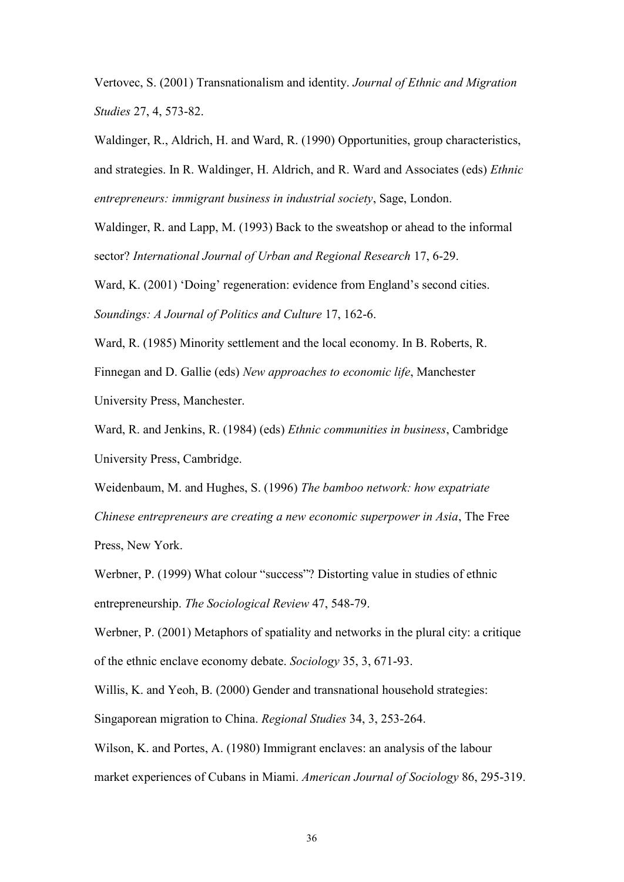Vertovec, S. (2001) Transnationalism and identity. *Journal of Ethnic and Migration Studies* 27, 4, 573-82.

Waldinger, R., Aldrich, H. and Ward, R. (1990) Opportunities, group characteristics, and strategies. In R. Waldinger, H. Aldrich, and R. Ward and Associates (eds) *Ethnic entrepreneurs: immigrant business in industrial society*, Sage, London.

Waldinger, R. and Lapp, M. (1993) Back to the sweatshop or ahead to the informal sector? *International Journal of Urban and Regional Research* 17, 6-29.

Ward, K. (2001) 'Doing' regeneration: evidence from England's second cities. *Soundings: A Journal of Politics and Culture* 17, 162-6.

Ward, R. (1985) Minority settlement and the local economy. In B. Roberts, R. Finnegan and D. Gallie (eds) *New approaches to economic life*, Manchester University Press, Manchester.

Ward, R. and Jenkins, R. (1984) (eds) *Ethnic communities in business*, Cambridge University Press, Cambridge.

Weidenbaum, M. and Hughes, S. (1996) *The bamboo network: how expatriate Chinese entrepreneurs are creating a new economic superpower in Asia*, The Free Press, New York.

Werbner, P. (1999) What colour "success"? Distorting value in studies of ethnic entrepreneurship. *The Sociological Review* 47, 548-79.

Werbner, P. (2001) Metaphors of spatiality and networks in the plural city: a critique of the ethnic enclave economy debate. *Sociology* 35, 3, 671-93.

Willis, K. and Yeoh, B. (2000) Gender and transnational household strategies: Singaporean migration to China. *Regional Studies* 34, 3, 253-264.

Wilson, K. and Portes, A. (1980) Immigrant enclaves: an analysis of the labour market experiences of Cubans in Miami. *American Journal of Sociology* 86, 295-319.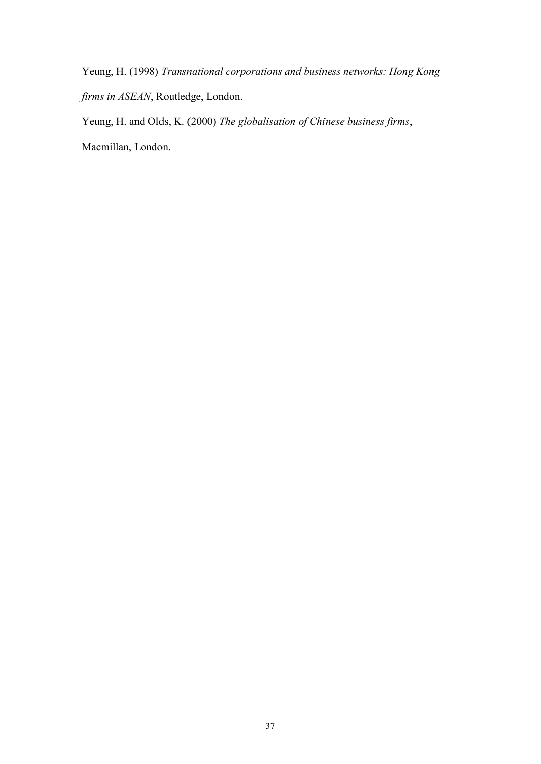Yeung, H. (1998) *Transnational corporations and business networks: Hong Kong firms in ASEAN*, Routledge, London.

Yeung, H. and Olds, K. (2000) *The globalisation of Chinese business firms*, Macmillan, London.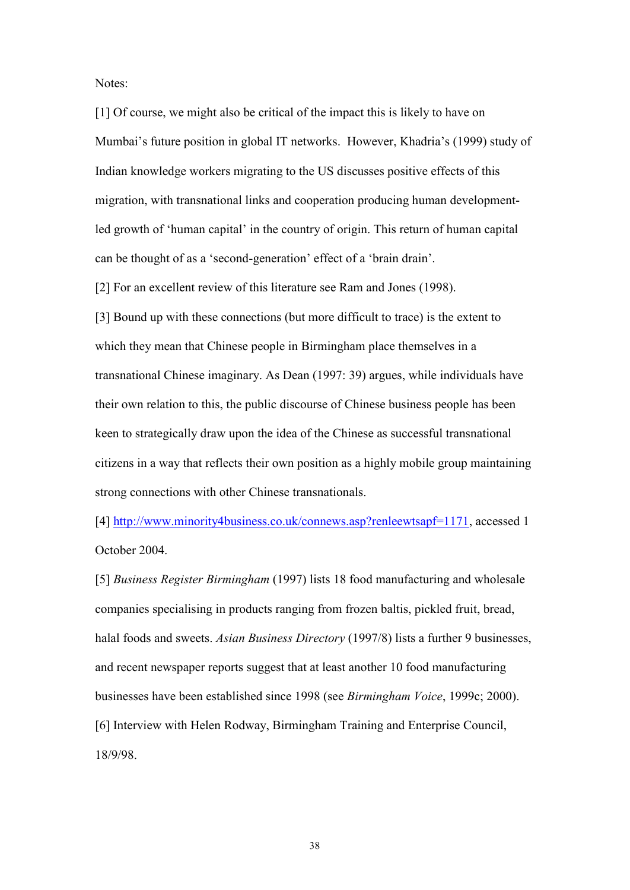Notes:

[1] Of course, we might also be critical of the impact this is likely to have on Mumbai's future position in global IT networks. However, Khadria's (1999) study of Indian knowledge workers migrating to the US discusses positive effects of this migration, with transnational links and cooperation producing human development-led growth of 'human capital' in the country of origin. This return of human capital can be thought of as a 'second-generation' effect of a 'brain drain'.

[2] For an excellent review of this literature see Ram and Jones (1998).

[3] Bound up with these connections (but more difficult to trace) is the extent to which they mean that Chinese people in Birmingham place themselves in a transnational Chinese imaginary. As Dean (1997: 39) argues, while individuals have their own relation to this, the public discourse of Chinese business people has been keen to strategically draw upon the idea of the Chinese as successful transnational citizens in a way that reflects their own position as a highly mobile group maintaining strong connections with other Chinese transnationals.

[4] http://www.minority4business.co.uk/connews.asp?renleewtsapf=1171, accessed 1 October 2004.

[5] *Business Register Birmingham* (1997) lists 18 food manufacturing and wholesale companies specialising in products ranging from frozen baltis, pickled fruit, bread, halal foods and sweets. *Asian Business Directory* (1997/8) lists a further 9 businesses, and recent newspaper reports suggest that at least another 10 food manufacturing businesses have been established since 1998 (see *Birmingham Voice*, 1999c; 2000).

[6] Interview with Helen Rodway, Birmingham Training and Enterprise Council, 18/9/98.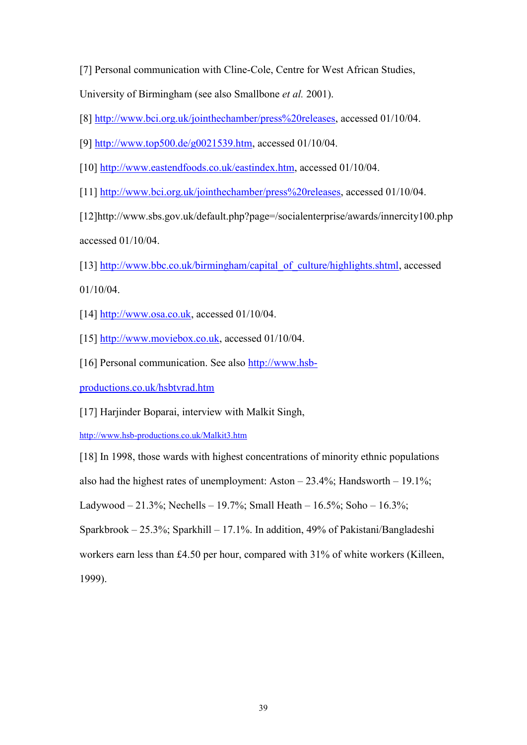[7] Personal communication with Cline-Cole, Centre for West African Studies, University of Birmingham (see also Smallbone *et al.* 2001).

[8] http://www.bci.org.uk/jointhechamber/press%20releases, accessed 01/10/04.

[9] http://www.top500.de/g0021539.htm, accessed 01/10/04.

[10] http://www.eastendfoods.co.uk/eastindex.htm, accessed 01/10/04.

[11] http://www.bci.org.uk/jointhechamber/press%20releases, accessed 01/10/04.

[12]http://www.sbs.gov.uk/default.php?page=/socialenterprise/awards/innercity100.php accessed 01/10/04.

[13] http://www.bbc.co.uk/birmingham/capital_of_culture/highlights.shtml, accessed 01/10/04.

[14] http://www.osa.co.uk, accessed 01/10/04.

[15] http://www.moviebox.co.uk, accessed 01/10/04.

[16] Personal communication. See also http://www.hsb-productions.co.uk/hsbtvrad.htm

[17] Harjinder Boparai, interview with Malkit Singh, http://www.hsb-productions.co.uk/Malkit3.htm

[18] In 1998, those wards with highest concentrations of minority ethnic populations also had the highest rates of unemployment: Aston – 23.4%; Handsworth – 19.1%; Ladywood – 21.3%; Nechells – 19.7%; Small Heath – 16.5%; Soho – 16.3%; Sparkbrook – 25.3%; Sparkhill – 17.1%. In addition, 49% of Pakistani/Bangladeshi workers earn less than £4.50 per hour, compared with 31% of white workers (Killeen, 1999).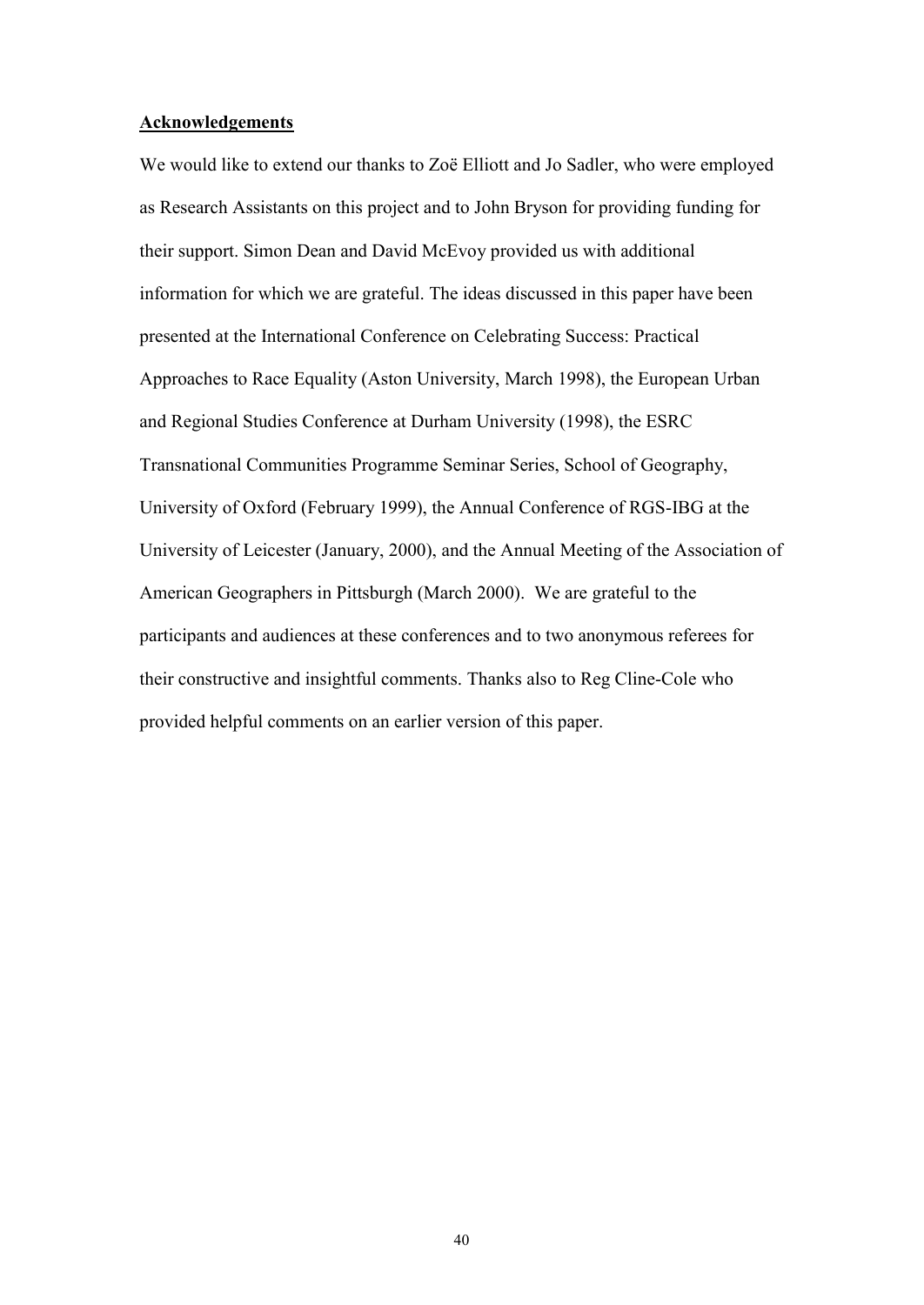## Acknowledgements

We would like to extend our thanks to Zoë Elliott and Jo Sadler, who were employed as Research Assistants on this project and to John Bryson for providing funding for their support. Simon Dean and David McEvoy provided us with additional information for which we are grateful. The ideas discussed in this paper have been presented at the International Conference on Celebrating Success: Practical Approaches to Race Equality (Aston University, March 1998), the European Urban and Regional Studies Conference at Durham University (1998), the ESRC Transnational Communities Programme Seminar Series, School of Geography, University of Oxford (February 1999), the Annual Conference of RGS-IBG at the University of Leicester (January, 2000), and the Annual Meeting of the Association of American Geographers in Pittsburgh (March 2000). We are grateful to the participants and audiences at these conferences and to two anonymous referees for their constructive and insightful comments. Thanks also to Reg Cline-Cole who provided helpful comments on an earlier version of this paper.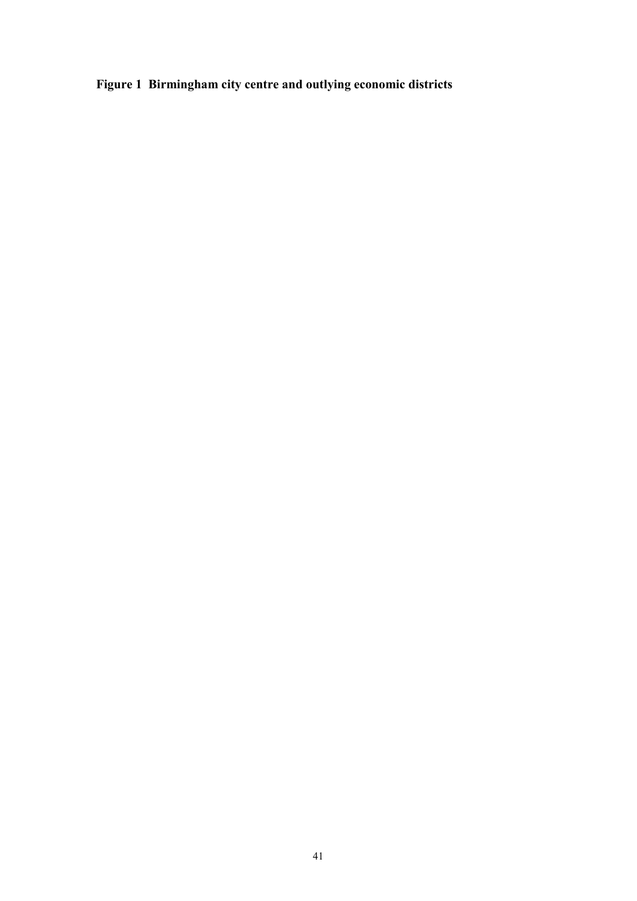**Figure 1 Birmingham city centre and outlying economic districts**